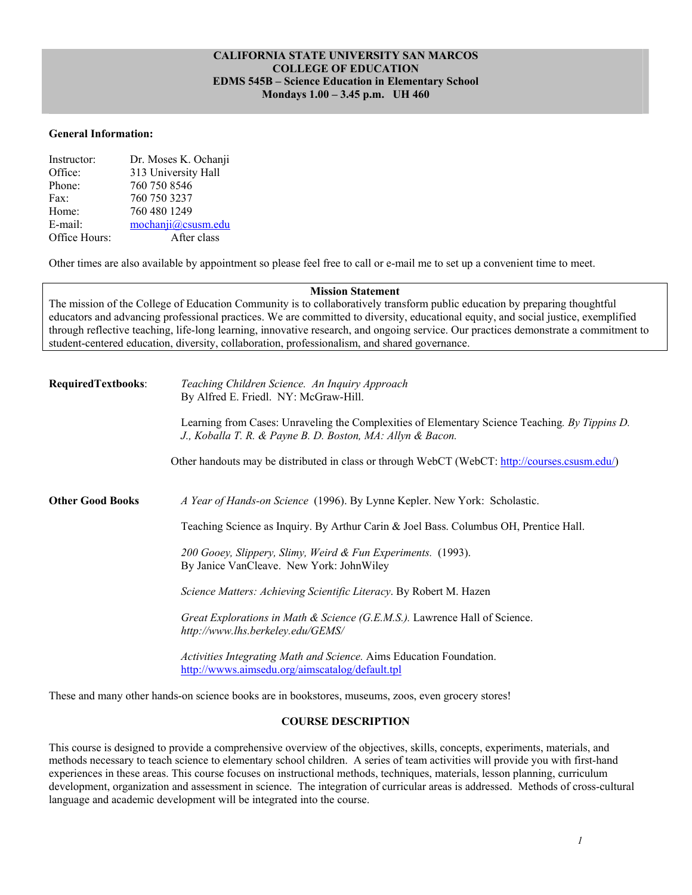# CALIFORNIA STATE UNIVERSITY SAN MARCOS
## COLLEGE OF EDUCATION
## EDMS 545B – Science Education in Elementary School
### Mondays 1.00 – 3.45 p.m. UH 460

**General Information:**

Instructor: Dr. Moses K. Ochanji
Office: 313 University Hall
Phone: 760 750 8546
Fax: 760 750 3237
Home: 760 480 1249
E-mail: mochanji@csusm.edu
Office Hours: After class

Other times are also available by appointment so please feel free to call or e-mail me to set up a convenient time to meet.

**Mission Statement**

The mission of the College of Education Community is to collaboratively transform public education by preparing thoughtful educators and advancing professional practices. We are committed to diversity, educational equity, and social justice, exemplified through reflective teaching, life-long learning, innovative research, and ongoing service. Our practices demonstrate a commitment to student-centered education, diversity, collaboration, professionalism, and shared governance.

**RequiredTextbooks**:

*Teaching Children Science. An Inquiry Approach*
By Alfred E. Friedl. NY: McGraw-Hill.

Learning from Cases: Unraveling the Complexities of Elementary Science Teaching*. By Tippins D. J., Koballa T. R. & Payne B. D. Boston, MA: Allyn & Bacon.*

Other handouts may be distributed in class or through WebCT (WebCT: http://courses.csusm.edu/)

**Other Good Books**

*A Year of Hands-on Science* (1996). By Lynne Kepler. New York: Scholastic.

Teaching Science as Inquiry. By Arthur Carin & Joel Bass. Columbus OH, Prentice Hall.

*200 Gooey, Slippery, Slimy, Weird & Fun Experiments.* (1993).
By Janice VanCleave. New York: JohnWiley

*Science Matters: Achieving Scientific Literacy*. By Robert M. Hazen

*Great Explorations in Math & Science (G.E.M.S.).* Lawrence Hall of Science.
*http://www.lhs.berkeley.edu/GEMS/*

*Activities Integrating Math and Science.* Aims Education Foundation.
http://wwws.aimsedu.org/aimscatalog/default.tpl

These and many other hands-on science books are in bookstores, museums, zoos, even grocery stores!

## COURSE DESCRIPTION

This course is designed to provide a comprehensive overview of the objectives, skills, concepts, experiments, materials, and methods necessary to teach science to elementary school children. A series of team activities will provide you with first-hand experiences in these areas. This course focuses on instructional methods, techniques, materials, lesson planning, curriculum development, organization and assessment in science. The integration of curricular areas is addressed. Methods of cross-cultural language and academic development will be integrated into the course.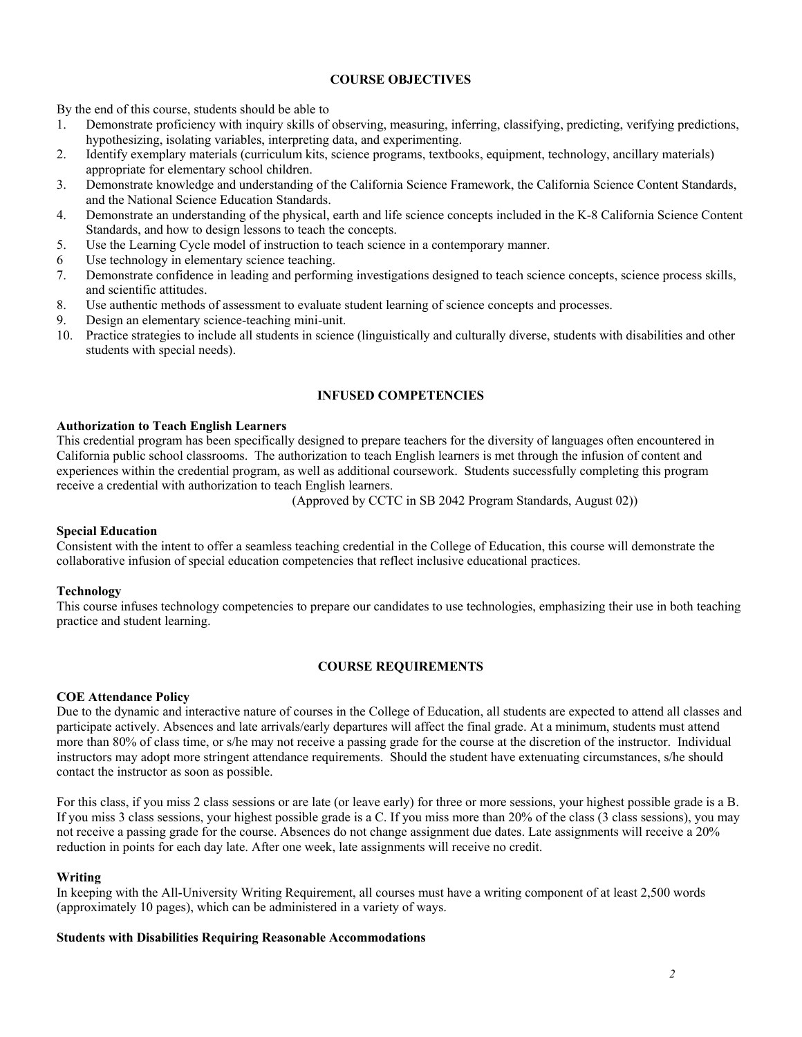## COURSE OBJECTIVES

By the end of this course, students should be able to

1. Demonstrate proficiency with inquiry skills of observing, measuring, inferring, classifying, predicting, verifying predictions, hypothesizing, isolating variables, interpreting data, and experimenting.
2. Identify exemplary materials (curriculum kits, science programs, textbooks, equipment, technology, ancillary materials) appropriate for elementary school children.
3. Demonstrate knowledge and understanding of the California Science Framework, the California Science Content Standards, and the National Science Education Standards.
4. Demonstrate an understanding of the physical, earth and life science concepts included in the K-8 California Science Content Standards, and how to design lessons to teach the concepts.
5. Use the Learning Cycle model of instruction to teach science in a contemporary manner.
6. Use technology in elementary science teaching.
7. Demonstrate confidence in leading and performing investigations designed to teach science concepts, science process skills, and scientific attitudes.
8. Use authentic methods of assessment to evaluate student learning of science concepts and processes.
9. Design an elementary science-teaching mini-unit.
10. Practice strategies to include all students in science (linguistically and culturally diverse, students with disabilities and other students with special needs).

## INFUSED COMPETENCIES

**Authorization to Teach English Learners**

This credential program has been specifically designed to prepare teachers for the diversity of languages often encountered in California public school classrooms. The authorization to teach English learners is met through the infusion of content and experiences within the credential program, as well as additional coursework. Students successfully completing this program receive a credential with authorization to teach English learners.

(Approved by CCTC in SB 2042 Program Standards, August 02))

**Special Education**

Consistent with the intent to offer a seamless teaching credential in the College of Education, this course will demonstrate the collaborative infusion of special education competencies that reflect inclusive educational practices.

**Technology**

This course infuses technology competencies to prepare our candidates to use technologies, emphasizing their use in both teaching practice and student learning.

## COURSE REQUIREMENTS

**COE Attendance Policy**

Due to the dynamic and interactive nature of courses in the College of Education, all students are expected to attend all classes and participate actively. Absences and late arrivals/early departures will affect the final grade. At a minimum, students must attend more than 80% of class time, or s/he may not receive a passing grade for the course at the discretion of the instructor. Individual instructors may adopt more stringent attendance requirements. Should the student have extenuating circumstances, s/he should contact the instructor as soon as possible.

For this class, if you miss 2 class sessions or are late (or leave early) for three or more sessions, your highest possible grade is a B. If you miss 3 class sessions, your highest possible grade is a C. If you miss more than 20% of the class (3 class sessions), you may not receive a passing grade for the course. Absences do not change assignment due dates. Late assignments will receive a 20% reduction in points for each day late. After one week, late assignments will receive no credit.

**Writing**

In keeping with the All-University Writing Requirement, all courses must have a writing component of at least 2,500 words (approximately 10 pages), which can be administered in a variety of ways.

**Students with Disabilities Requiring Reasonable Accommodations**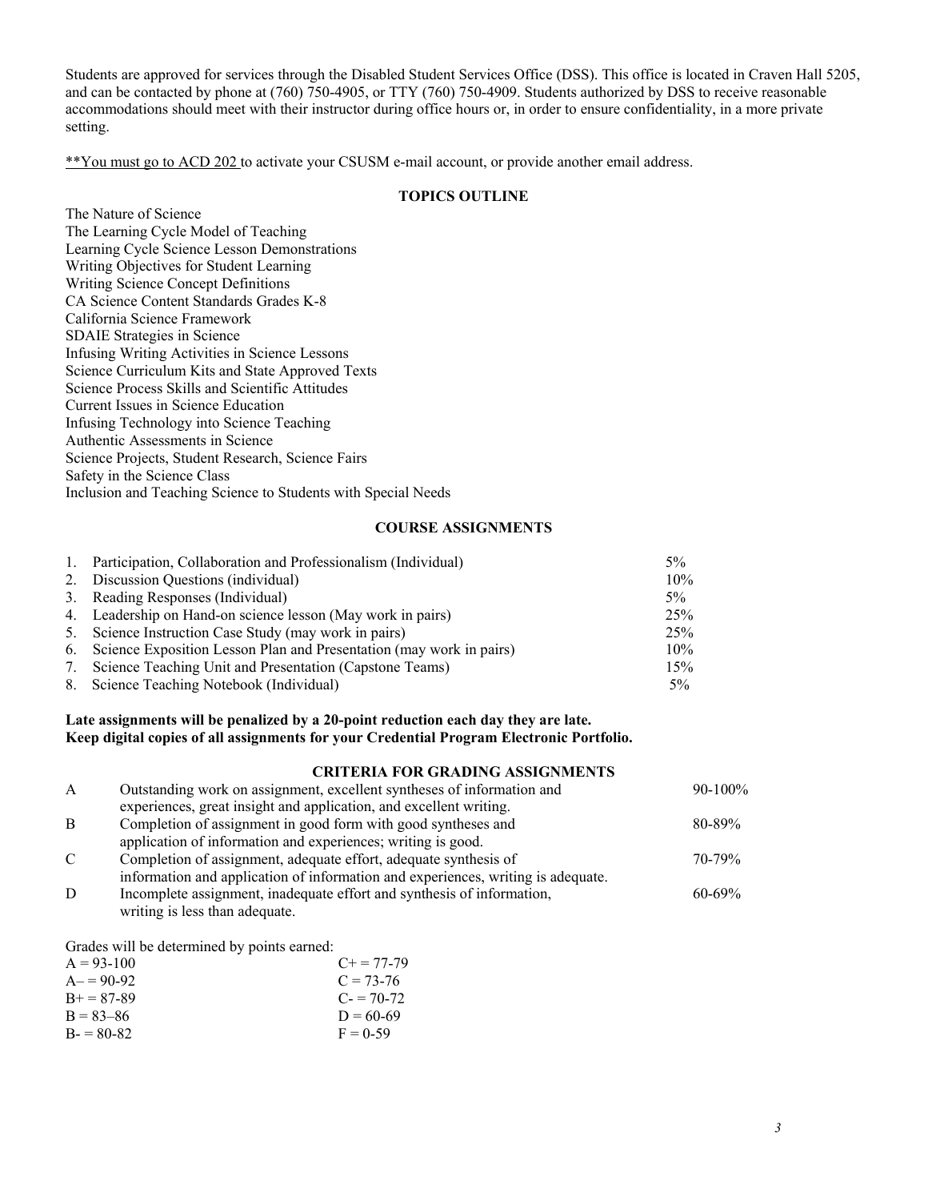Students are approved for services through the Disabled Student Services Office (DSS). This office is located in Craven Hall 5205, and can be contacted by phone at (760) 750-4905, or TTY (760) 750-4909. Students authorized by DSS to receive reasonable accommodations should meet with their instructor during office hours or, in order to ensure confidentiality, in a more private setting.

**You must go to ACD 202 to activate your CSUSM e-mail account, or provide another email address.

## TOPICS OUTLINE

The Nature of Science
The Learning Cycle Model of Teaching
Learning Cycle Science Lesson Demonstrations
Writing Objectives for Student Learning
Writing Science Concept Definitions
CA Science Content Standards Grades K-8
California Science Framework
SDAIE Strategies in Science
Infusing Writing Activities in Science Lessons
Science Curriculum Kits and State Approved Texts
Science Process Skills and Scientific Attitudes
Current Issues in Science Education
Infusing Technology into Science Teaching
Authentic Assessments in Science
Science Projects, Student Research, Science Fairs
Safety in the Science Class
Inclusion and Teaching Science to Students with Special Needs

## COURSE ASSIGNMENTS

| | Assignment | Weight |
|---|---|---|
| 1. | Participation, Collaboration and Professionalism (Individual) | 5% |
| 2. | Discussion Questions (individual) | 10% |
| 3. | Reading Responses (Individual) | 5% |
| 4. | Leadership on Hand-on science lesson (May work in pairs) | 25% |
| 5. | Science Instruction Case Study (may work in pairs) | 25% |
| 6. | Science Exposition Lesson Plan and Presentation (may work in pairs) | 10% |
| 7. | Science Teaching Unit and Presentation (Capstone Teams) | 15% |
| 8. | Science Teaching Notebook (Individual) | 5% |

**Late assignments will be penalized by a 20-point reduction each day they are late.**
**Keep digital copies of all assignments for your Credential Program Electronic Portfolio.**

## CRITERIA FOR GRADING ASSIGNMENTS

| Grade | Criteria | Range |
|---|---|---|
| A | Outstanding work on assignment, excellent syntheses of information and experiences, great insight and application, and excellent writing. | 90-100% |
| B | Completion of assignment in good form with good syntheses and application of information and experiences; writing is good. | 80-89% |
| C | Completion of assignment, adequate effort, adequate synthesis of information and application of information and experiences, writing is adequate. | 70-79% |
| D | Incomplete assignment, inadequate effort and synthesis of information, writing is less than adequate. | 60-69% |

Grades will be determined by points earned:

| | |
|---|---|
| A = 93-100 | C+ = 77-79 |
| A– = 90-92 | C = 73-76 |
| B+ = 87-89 | C- = 70-72 |
| B = 83–86 | D = 60-69 |
| B- = 80-82 | F = 0-59 |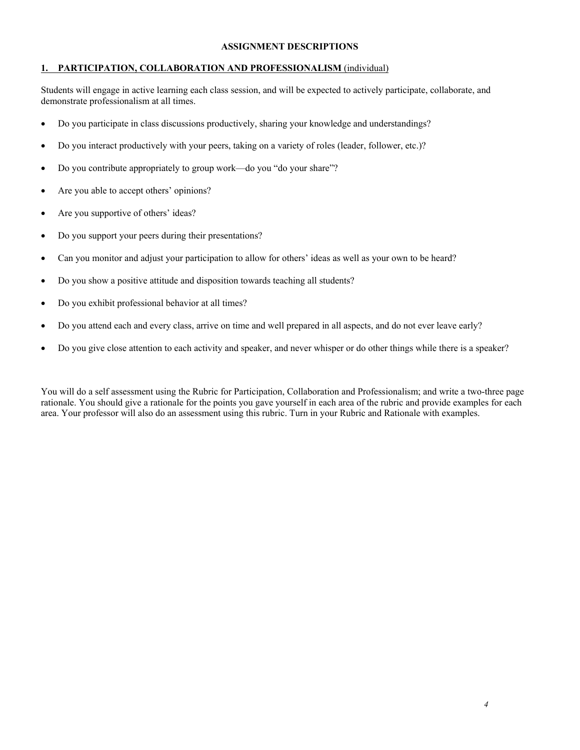## ASSIGNMENT DESCRIPTIONS

### 1. PARTICIPATION, COLLABORATION AND PROFESSIONALISM (individual)

Students will engage in active learning each class session, and will be expected to actively participate, collaborate, and demonstrate professionalism at all times.

- Do you participate in class discussions productively, sharing your knowledge and understandings?
- Do you interact productively with your peers, taking on a variety of roles (leader, follower, etc.)?
- Do you contribute appropriately to group work—do you "do your share"?
- Are you able to accept others' opinions?
- Are you supportive of others' ideas?
- Do you support your peers during their presentations?
- Can you monitor and adjust your participation to allow for others' ideas as well as your own to be heard?
- Do you show a positive attitude and disposition towards teaching all students?
- Do you exhibit professional behavior at all times?
- Do you attend each and every class, arrive on time and well prepared in all aspects, and do not ever leave early?
- Do you give close attention to each activity and speaker, and never whisper or do other things while there is a speaker?

You will do a self assessment using the Rubric for Participation, Collaboration and Professionalism; and write a two-three page rationale. You should give a rationale for the points you gave yourself in each area of the rubric and provide examples for each area. Your professor will also do an assessment using this rubric. Turn in your Rubric and Rationale with examples.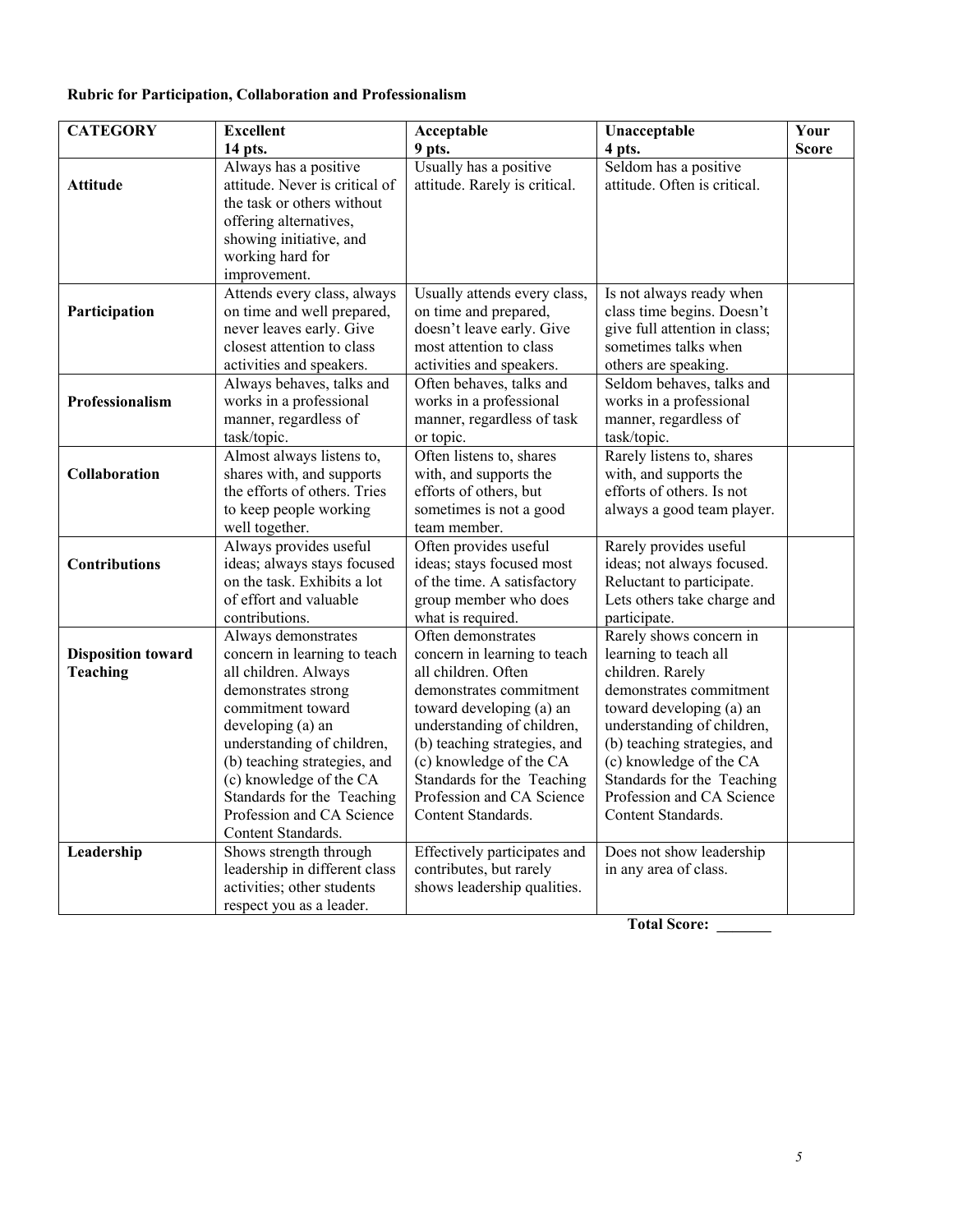**Rubric for Participation, Collaboration and Professionalism**

| CATEGORY | Excellent<br>14 pts. | Acceptable<br>9 pts. | Unacceptable<br>4 pts. | Your Score |
|---|---|---|---|---|
| **Attitude** | Always has a positive attitude. Never is critical of the task or others without offering alternatives, showing initiative, and working hard for improvement. | Usually has a positive attitude. Rarely is critical. | Seldom has a positive attitude. Often is critical. | |
| **Participation** | Attends every class, always on time and well prepared, never leaves early. Give closest attention to class activities and speakers. | Usually attends every class, on time and prepared, doesn't leave early. Give most attention to class activities and speakers. | Is not always ready when class time begins. Doesn't give full attention in class; sometimes talks when others are speaking. | |
| **Professionalism** | Always behaves, talks and works in a professional manner, regardless of task/topic. | Often behaves, talks and works in a professional manner, regardless of task or topic. | Seldom behaves, talks and works in a professional manner, regardless of task/topic. | |
| **Collaboration** | Almost always listens to, shares with, and supports the efforts of others. Tries to keep people working well together. | Often listens to, shares with, and supports the efforts of others, but sometimes is not a good team member. | Rarely listens to, shares with, and supports the efforts of others. Is not always a good team player. | |
| **Contributions** | Always provides useful ideas; always stays focused on the task. Exhibits a lot of effort and valuable contributions. | Often provides useful ideas; stays focused most of the time. A satisfactory group member who does what is required. | Rarely provides useful ideas; not always focused. Reluctant to participate. Lets others take charge and participate. | |
| **Disposition toward Teaching** | Always demonstrates concern in learning to teach all children. Always demonstrates strong commitment toward developing (a) an understanding of children, (b) teaching strategies, and (c) knowledge of the CA Standards for the Teaching Profession and CA Science Content Standards. | Often demonstrates concern in learning to teach all children. Often demonstrates commitment toward developing (a) an understanding of children, (b) teaching strategies, and (c) knowledge of the CA Standards for the Teaching Profession and CA Science Content Standards. | Rarely shows concern in learning to teach all children. Rarely demonstrates commitment toward developing (a) an understanding of children, (b) teaching strategies, and (c) knowledge of the CA Standards for the Teaching Profession and CA Science Content Standards. | |
| **Leadership** | Shows strength through leadership in different class activities; other students respect you as a leader. | Effectively participates and contributes, but rarely shows leadership qualities. | Does not show leadership in any area of class. | |

**Total Score: _______**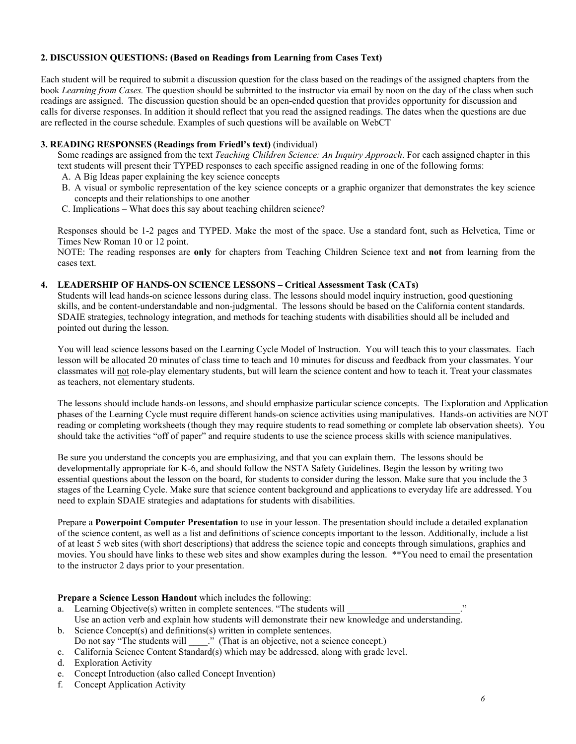### 2. DISCUSSION QUESTIONS: (Based on Readings from Learning from Cases Text)

Each student will be required to submit a discussion question for the class based on the readings of the assigned chapters from the book *Learning from Cases.* The question should be submitted to the instructor via email by noon on the day of the class when such readings are assigned. The discussion question should be an open-ended question that provides opportunity for discussion and calls for diverse responses. In addition it should reflect that you read the assigned readings. The dates when the questions are due are reflected in the course schedule. Examples of such questions will be available on WebCT

### 3. READING RESPONSES (Readings from Friedl's text) (individual)

Some readings are assigned from the text *Teaching Children Science: An Inquiry Approach*. For each assigned chapter in this text students will present their TYPED responses to each specific assigned reading in one of the following forms:

A. A Big Ideas paper explaining the key science concepts
B. A visual or symbolic representation of the key science concepts or a graphic organizer that demonstrates the key science concepts and their relationships to one another
C. Implications – What does this say about teaching children science?

Responses should be 1-2 pages and TYPED. Make the most of the space. Use a standard font, such as Helvetica, Time or Times New Roman 10 or 12 point.

NOTE: The reading responses are **only** for chapters from Teaching Children Science text and **not** from learning from the cases text.

### 4. LEADERSHIP OF HANDS-ON SCIENCE LESSONS – Critical Assessment Task (CATs)

Students will lead hands-on science lessons during class. The lessons should model inquiry instruction, good questioning skills, and be content-understandable and non-judgmental. The lessons should be based on the California content standards. SDAIE strategies, technology integration, and methods for teaching students with disabilities should all be included and pointed out during the lesson.

You will lead science lessons based on the Learning Cycle Model of Instruction. You will teach this to your classmates. Each lesson will be allocated 20 minutes of class time to teach and 10 minutes for discuss and feedback from your classmates. Your classmates will <u>not</u> role-play elementary students, but will learn the science content and how to teach it. Treat your classmates as teachers, not elementary students.

The lessons should include hands-on lessons, and should emphasize particular science concepts. The Exploration and Application phases of the Learning Cycle must require different hands-on science activities using manipulatives. Hands-on activities are NOT reading or completing worksheets (though they may require students to read something or complete lab observation sheets). You should take the activities "off of paper" and require students to use the science process skills with science manipulatives.

Be sure you understand the concepts you are emphasizing, and that you can explain them. The lessons should be developmentally appropriate for K-6, and should follow the NSTA Safety Guidelines. Begin the lesson by writing two essential questions about the lesson on the board, for students to consider during the lesson. Make sure that you include the 3 stages of the Learning Cycle. Make sure that science content background and applications to everyday life are addressed. You need to explain SDAIE strategies and adaptations for students with disabilities.

Prepare a **Powerpoint Computer Presentation** to use in your lesson. The presentation should include a detailed explanation of the science content, as well as a list and definitions of science concepts important to the lesson. Additionally, include a list of at least 5 web sites (with short descriptions) that address the science topic and concepts through simulations, graphics and movies. You should have links to these web sites and show examples during the lesson. **You need to email the presentation to the instructor 2 days prior to your presentation.

**Prepare a Science Lesson Handout** which includes the following:

a. Learning Objective(s) written in complete sentences. "The students will ________________________."
   Use an action verb and explain how students will demonstrate their new knowledge and understanding.
b. Science Concept(s) and definitions(s) written in complete sentences.
   Do not say "The students will ____." (That is an objective, not a science concept.)
c. California Science Content Standard(s) which may be addressed, along with grade level.
d. Exploration Activity
e. Concept Introduction (also called Concept Invention)
f. Concept Application Activity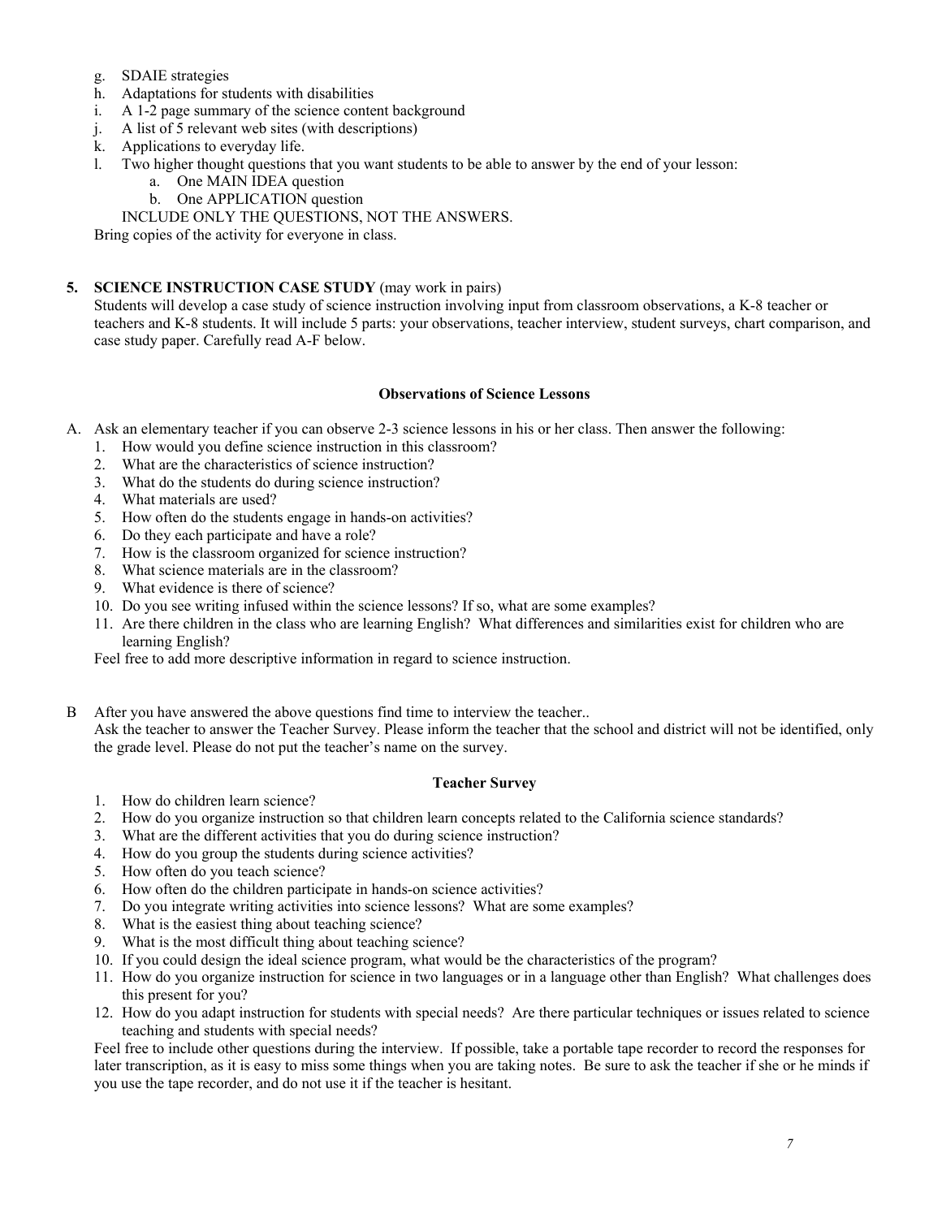g. SDAIE strategies
h. Adaptations for students with disabilities
i. A 1-2 page summary of the science content background
j. A list of 5 relevant web sites (with descriptions)
k. Applications to everyday life.
l. Two higher thought questions that you want students to be able to answer by the end of your lesson:
    a. One MAIN IDEA question
    b. One APPLICATION question

    INCLUDE ONLY THE QUESTIONS, NOT THE ANSWERS.

Bring copies of the activity for everyone in class.

**5. SCIENCE INSTRUCTION CASE STUDY** (may work in pairs)

Students will develop a case study of science instruction involving input from classroom observations, a K-8 teacher or teachers and K-8 students. It will include 5 parts: your observations, teacher interview, student surveys, chart comparison, and case study paper. Carefully read A-F below.

### Observations of Science Lessons

A. Ask an elementary teacher if you can observe 2-3 science lessons in his or her class. Then answer the following:
1. How would you define science instruction in this classroom?
2. What are the characteristics of science instruction?
3. What do the students do during science instruction?
4. What materials are used?
5. How often do the students engage in hands-on activities?
6. Do they each participate and have a role?
7. How is the classroom organized for science instruction?
8. What science materials are in the classroom?
9. What evidence is there of science?
10. Do you see writing infused within the science lessons? If so, what are some examples?
11. Are there children in the class who are learning English? What differences and similarities exist for children who are learning English?

Feel free to add more descriptive information in regard to science instruction.

B After you have answered the above questions find time to interview the teacher..
Ask the teacher to answer the Teacher Survey. Please inform the teacher that the school and district will not be identified, only the grade level. Please do not put the teacher's name on the survey.

### Teacher Survey

1. How do children learn science?
2. How do you organize instruction so that children learn concepts related to the California science standards?
3. What are the different activities that you do during science instruction?
4. How do you group the students during science activities?
5. How often do you teach science?
6. How often do the children participate in hands-on science activities?
7. Do you integrate writing activities into science lessons? What are some examples?
8. What is the easiest thing about teaching science?
9. What is the most difficult thing about teaching science?
10. If you could design the ideal science program, what would be the characteristics of the program?
11. How do you organize instruction for science in two languages or in a language other than English? What challenges does this present for you?
12. How do you adapt instruction for students with special needs? Are there particular techniques or issues related to science teaching and students with special needs?

Feel free to include other questions during the interview. If possible, take a portable tape recorder to record the responses for later transcription, as it is easy to miss some things when you are taking notes. Be sure to ask the teacher if she or he minds if you use the tape recorder, and do not use it if the teacher is hesitant.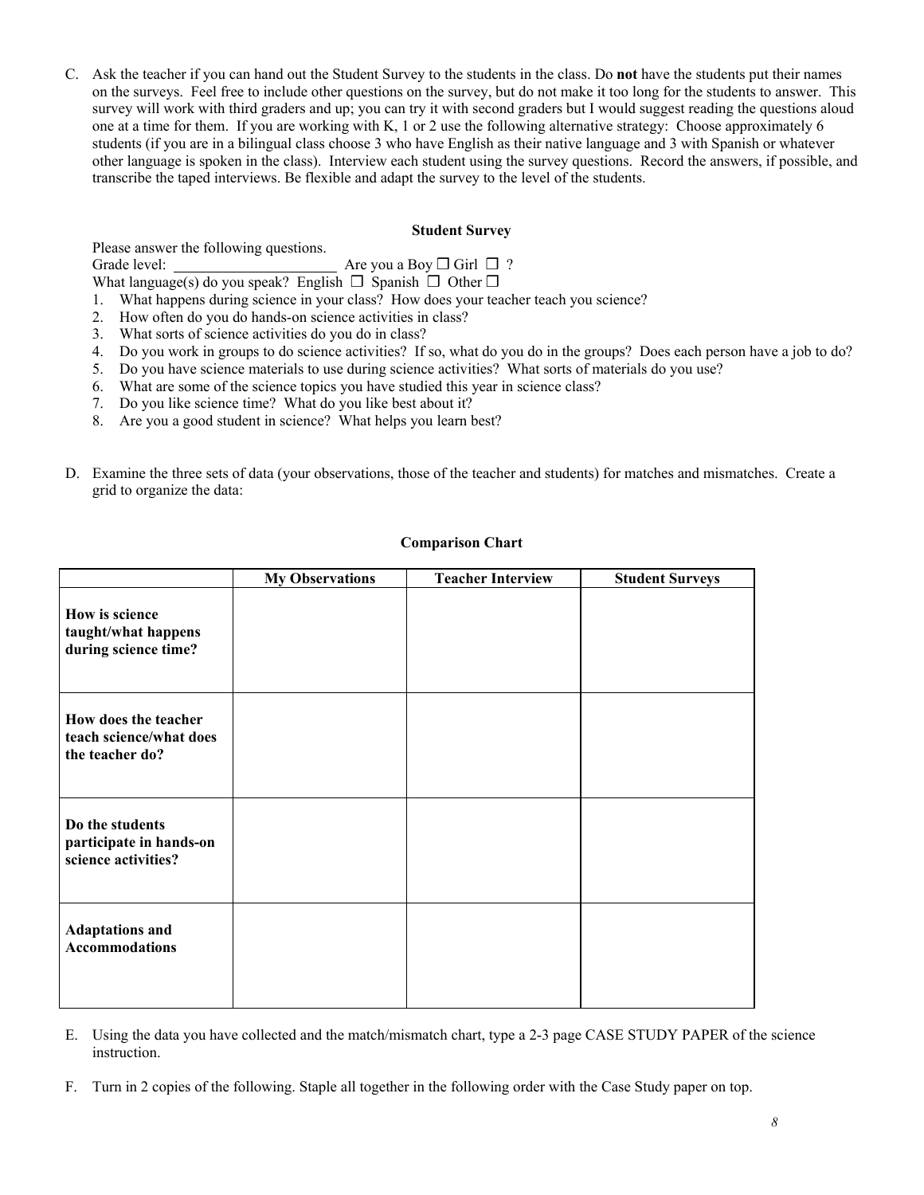C. Ask the teacher if you can hand out the Student Survey to the students in the class. Do **not** have the students put their names on the surveys. Feel free to include other questions on the survey, but do not make it too long for the students to answer. This survey will work with third graders and up; you can try it with second graders but I would suggest reading the questions aloud one at a time for them. If you are working with K, 1 or 2 use the following alternative strategy: Choose approximately 6 students (if you are in a bilingual class choose 3 who have English as their native language and 3 with Spanish or whatever other language is spoken in the class). Interview each student using the survey questions. Record the answers, if possible, and transcribe the taped interviews. Be flexible and adapt the survey to the level of the students.

**Student Survey**

Please answer the following questions.

Grade level: ______________________ Are you a Boy ☐ Girl ☐ ?

What language(s) do you speak? English ☐ Spanish ☐ Other ☐

1. What happens during science in your class? How does your teacher teach you science?
2. How often do you do hands-on science activities in class?
3. What sorts of science activities do you do in class?
4. Do you work in groups to do science activities? If so, what do you do in the groups? Does each person have a job to do?
5. Do you have science materials to use during science activities? What sorts of materials do you use?
6. What are some of the science topics you have studied this year in science class?
7. Do you like science time? What do you like best about it?
8. Are you a good student in science? What helps you learn best?

D. Examine the three sets of data (your observations, those of the teacher and students) for matches and mismatches. Create a grid to organize the data:

**Comparison Chart**

| | My Observations | Teacher Interview | Student Surveys |
|---|---|---|---|
| **How is science taught/what happens during science time?** | | | |
| **How does the teacher teach science/what does the teacher do?** | | | |
| **Do the students participate in hands-on science activities?** | | | |
| **Adaptations and Accommodations** | | | |

E. Using the data you have collected and the match/mismatch chart, type a 2-3 page CASE STUDY PAPER of the science instruction.

F. Turn in 2 copies of the following. Staple all together in the following order with the Case Study paper on top.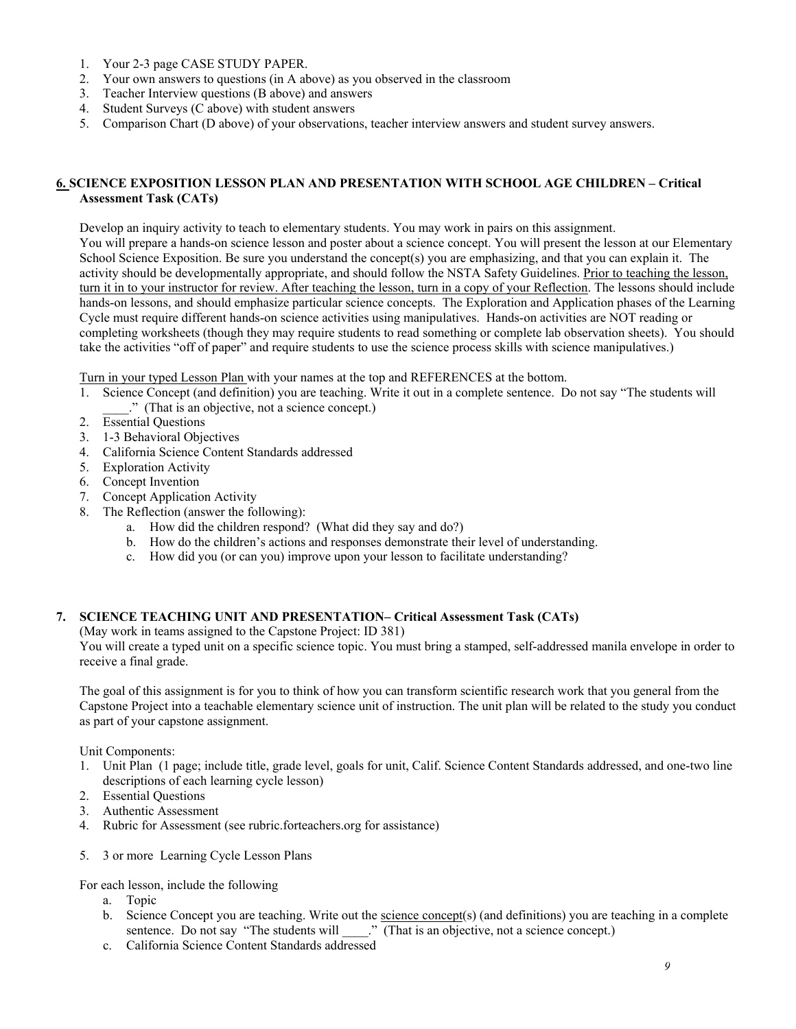1. Your 2-3 page CASE STUDY PAPER.
2. Your own answers to questions (in A above) as you observed in the classroom
3. Teacher Interview questions (B above) and answers
4. Student Surveys (C above) with student answers
5. Comparison Chart (D above) of your observations, teacher interview answers and student survey answers.

**6. SCIENCE EXPOSITION LESSON PLAN AND PRESENTATION WITH SCHOOL AGE CHILDREN – Critical Assessment Task (CATs)**

Develop an inquiry activity to teach to elementary students. You may work in pairs on this assignment.
You will prepare a hands-on science lesson and poster about a science concept. You will present the lesson at our Elementary School Science Exposition. Be sure you understand the concept(s) you are emphasizing, and that you can explain it. The activity should be developmentally appropriate, and should follow the NSTA Safety Guidelines. Prior to teaching the lesson, turn it in to your instructor for review. After teaching the lesson, turn in a copy of your Reflection. The lessons should include hands-on lessons, and should emphasize particular science concepts. The Exploration and Application phases of the Learning Cycle must require different hands-on science activities using manipulatives. Hands-on activities are NOT reading or completing worksheets (though they may require students to read something or complete lab observation sheets). You should take the activities "off of paper" and require students to use the science process skills with science manipulatives.)

Turn in your typed Lesson Plan with your names at the top and REFERENCES at the bottom.

1. Science Concept (and definition) you are teaching. Write it out in a complete sentence. Do not say "The students will ____." (That is an objective, not a science concept.)
2. Essential Questions
3. 1-3 Behavioral Objectives
4. California Science Content Standards addressed
5. Exploration Activity
6. Concept Invention
7. Concept Application Activity
8. The Reflection (answer the following):
   a. How did the children respond? (What did they say and do?)
   b. How do the children's actions and responses demonstrate their level of understanding.
   c. How did you (or can you) improve upon your lesson to facilitate understanding?

**7. SCIENCE TEACHING UNIT AND PRESENTATION– Critical Assessment Task (CATs)**

(May work in teams assigned to the Capstone Project: ID 381)
You will create a typed unit on a specific science topic. You must bring a stamped, self-addressed manila envelope in order to receive a final grade.

The goal of this assignment is for you to think of how you can transform scientific research work that you general from the Capstone Project into a teachable elementary science unit of instruction. The unit plan will be related to the study you conduct as part of your capstone assignment.

Unit Components:

1. Unit Plan (1 page; include title, grade level, goals for unit, Calif. Science Content Standards addressed, and one-two line descriptions of each learning cycle lesson)
2. Essential Questions
3. Authentic Assessment
4. Rubric for Assessment (see rubric.forteachers.org for assistance)
5. 3 or more Learning Cycle Lesson Plans

For each lesson, include the following

a. Topic
b. Science Concept you are teaching. Write out the science concept(s) (and definitions) you are teaching in a complete sentence. Do not say "The students will ____." (That is an objective, not a science concept.)
c. California Science Content Standards addressed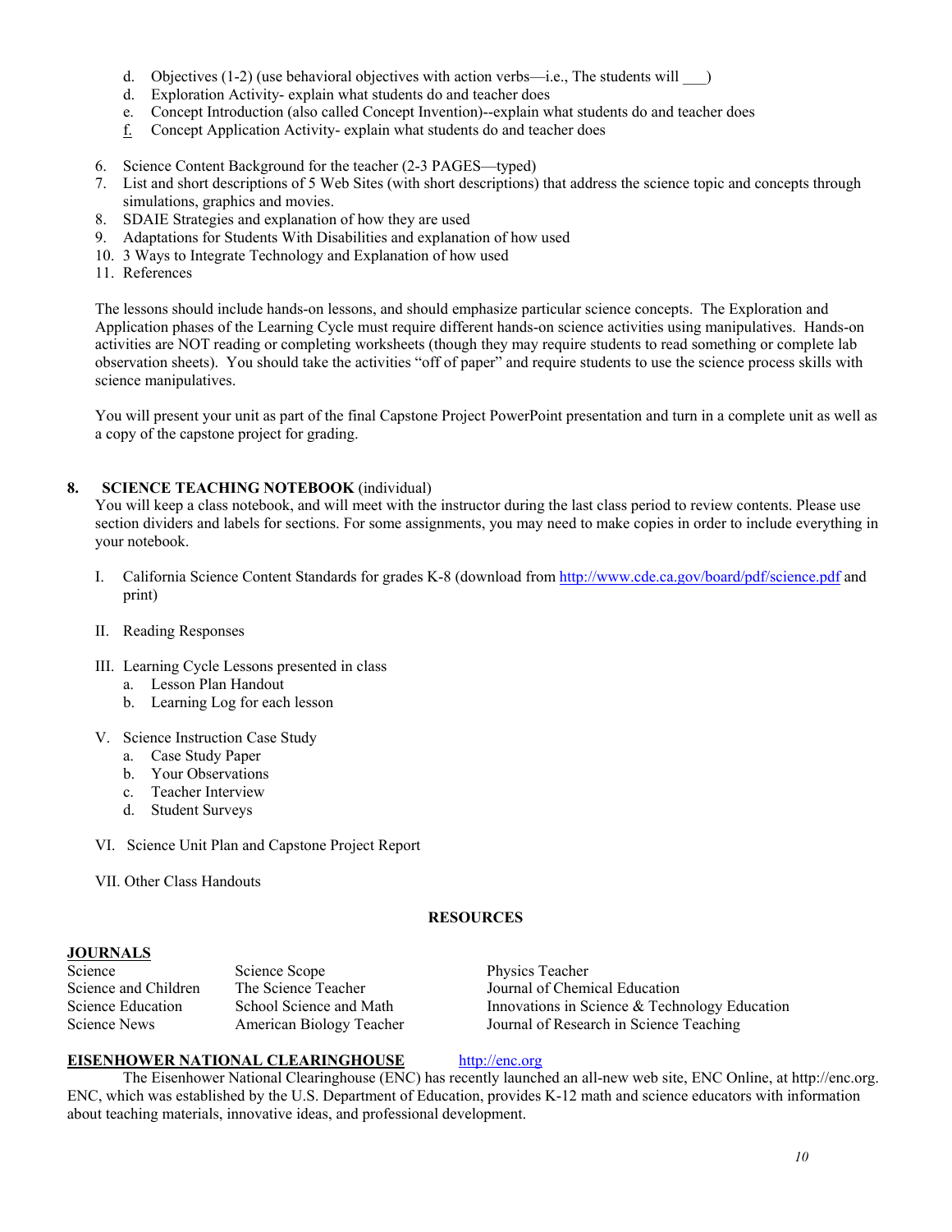d. Objectives (1-2) (use behavioral objectives with action verbs—i.e., The students will ___)
d. Exploration Activity- explain what students do and teacher does
e. Concept Introduction (also called Concept Invention)--explain what students do and teacher does
f. Concept Application Activity- explain what students do and teacher does

6. Science Content Background for the teacher (2-3 PAGES—typed)
7. List and short descriptions of 5 Web Sites (with short descriptions) that address the science topic and concepts through simulations, graphics and movies.
8. SDAIE Strategies and explanation of how they are used
9. Adaptations for Students With Disabilities and explanation of how used
10. 3 Ways to Integrate Technology and Explanation of how used
11. References

The lessons should include hands-on lessons, and should emphasize particular science concepts. The Exploration and Application phases of the Learning Cycle must require different hands-on science activities using manipulatives. Hands-on activities are NOT reading or completing worksheets (though they may require students to read something or complete lab observation sheets). You should take the activities "off of paper" and require students to use the science process skills with science manipulatives.

You will present your unit as part of the final Capstone Project PowerPoint presentation and turn in a complete unit as well as a copy of the capstone project for grading.

**8. SCIENCE TEACHING NOTEBOOK** (individual)

You will keep a class notebook, and will meet with the instructor during the last class period to review contents. Please use section dividers and labels for sections. For some assignments, you may need to make copies in order to include everything in your notebook.

I. California Science Content Standards for grades K-8 (download from http://www.cde.ca.gov/board/pdf/science.pdf and print)

II. Reading Responses

III. Learning Cycle Lessons presented in class
   a. Lesson Plan Handout
   b. Learning Log for each lesson

V. Science Instruction Case Study
   a. Case Study Paper
   b. Your Observations
   c. Teacher Interview
   d. Student Surveys

VI. Science Unit Plan and Capstone Project Report

VII. Other Class Handouts

## RESOURCES

**JOURNALS**

| | | |
|---|---|---|
| Science | Science Scope | Physics Teacher |
| Science and Children | The Science Teacher | Journal of Chemical Education |
| Science Education | School Science and Math | Innovations in Science & Technology Education |
| Science News | American Biology Teacher | Journal of Research in Science Teaching |

**EISENHOWER NATIONAL CLEARINGHOUSE** http://enc.org

The Eisenhower National Clearinghouse (ENC) has recently launched an all-new web site, ENC Online, at http://enc.org. ENC, which was established by the U.S. Department of Education, provides K-12 math and science educators with information about teaching materials, innovative ideas, and professional development.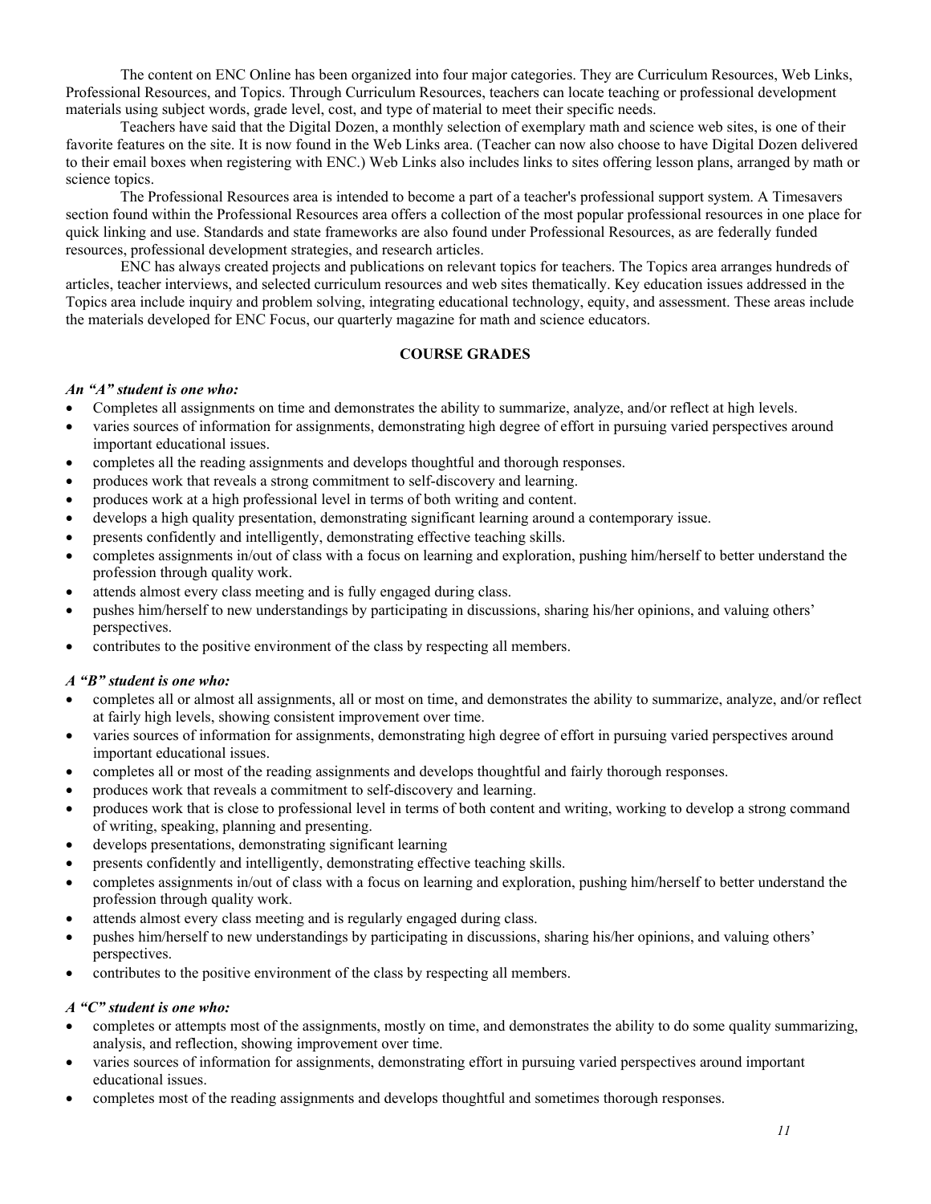The content on ENC Online has been organized into four major categories. They are Curriculum Resources, Web Links, Professional Resources, and Topics. Through Curriculum Resources, teachers can locate teaching or professional development materials using subject words, grade level, cost, and type of material to meet their specific needs.

Teachers have said that the Digital Dozen, a monthly selection of exemplary math and science web sites, is one of their favorite features on the site. It is now found in the Web Links area. (Teacher can now also choose to have Digital Dozen delivered to their email boxes when registering with ENC.) Web Links also includes links to sites offering lesson plans, arranged by math or science topics.

The Professional Resources area is intended to become a part of a teacher's professional support system. A Timesavers section found within the Professional Resources area offers a collection of the most popular professional resources in one place for quick linking and use. Standards and state frameworks are also found under Professional Resources, as are federally funded resources, professional development strategies, and research articles.

ENC has always created projects and publications on relevant topics for teachers. The Topics area arranges hundreds of articles, teacher interviews, and selected curriculum resources and web sites thematically. Key education issues addressed in the Topics area include inquiry and problem solving, integrating educational technology, equity, and assessment. These areas include the materials developed for ENC Focus, our quarterly magazine for math and science educators.

## COURSE GRADES

***An "A" student is one who:***

- Completes all assignments on time and demonstrates the ability to summarize, analyze, and/or reflect at high levels.
- varies sources of information for assignments, demonstrating high degree of effort in pursuing varied perspectives around important educational issues.
- completes all the reading assignments and develops thoughtful and thorough responses.
- produces work that reveals a strong commitment to self-discovery and learning.
- produces work at a high professional level in terms of both writing and content.
- develops a high quality presentation, demonstrating significant learning around a contemporary issue.
- presents confidently and intelligently, demonstrating effective teaching skills.
- completes assignments in/out of class with a focus on learning and exploration, pushing him/herself to better understand the profession through quality work.
- attends almost every class meeting and is fully engaged during class.
- pushes him/herself to new understandings by participating in discussions, sharing his/her opinions, and valuing others' perspectives.
- contributes to the positive environment of the class by respecting all members.

***A "B" student is one who:***

- completes all or almost all assignments, all or most on time, and demonstrates the ability to summarize, analyze, and/or reflect at fairly high levels, showing consistent improvement over time.
- varies sources of information for assignments, demonstrating high degree of effort in pursuing varied perspectives around important educational issues.
- completes all or most of the reading assignments and develops thoughtful and fairly thorough responses.
- produces work that reveals a commitment to self-discovery and learning.
- produces work that is close to professional level in terms of both content and writing, working to develop a strong command of writing, speaking, planning and presenting.
- develops presentations, demonstrating significant learning
- presents confidently and intelligently, demonstrating effective teaching skills.
- completes assignments in/out of class with a focus on learning and exploration, pushing him/herself to better understand the profession through quality work.
- attends almost every class meeting and is regularly engaged during class.
- pushes him/herself to new understandings by participating in discussions, sharing his/her opinions, and valuing others' perspectives.
- contributes to the positive environment of the class by respecting all members.

***A "C" student is one who:***

- completes or attempts most of the assignments, mostly on time, and demonstrates the ability to do some quality summarizing, analysis, and reflection, showing improvement over time.
- varies sources of information for assignments, demonstrating effort in pursuing varied perspectives around important educational issues.
- completes most of the reading assignments and develops thoughtful and sometimes thorough responses.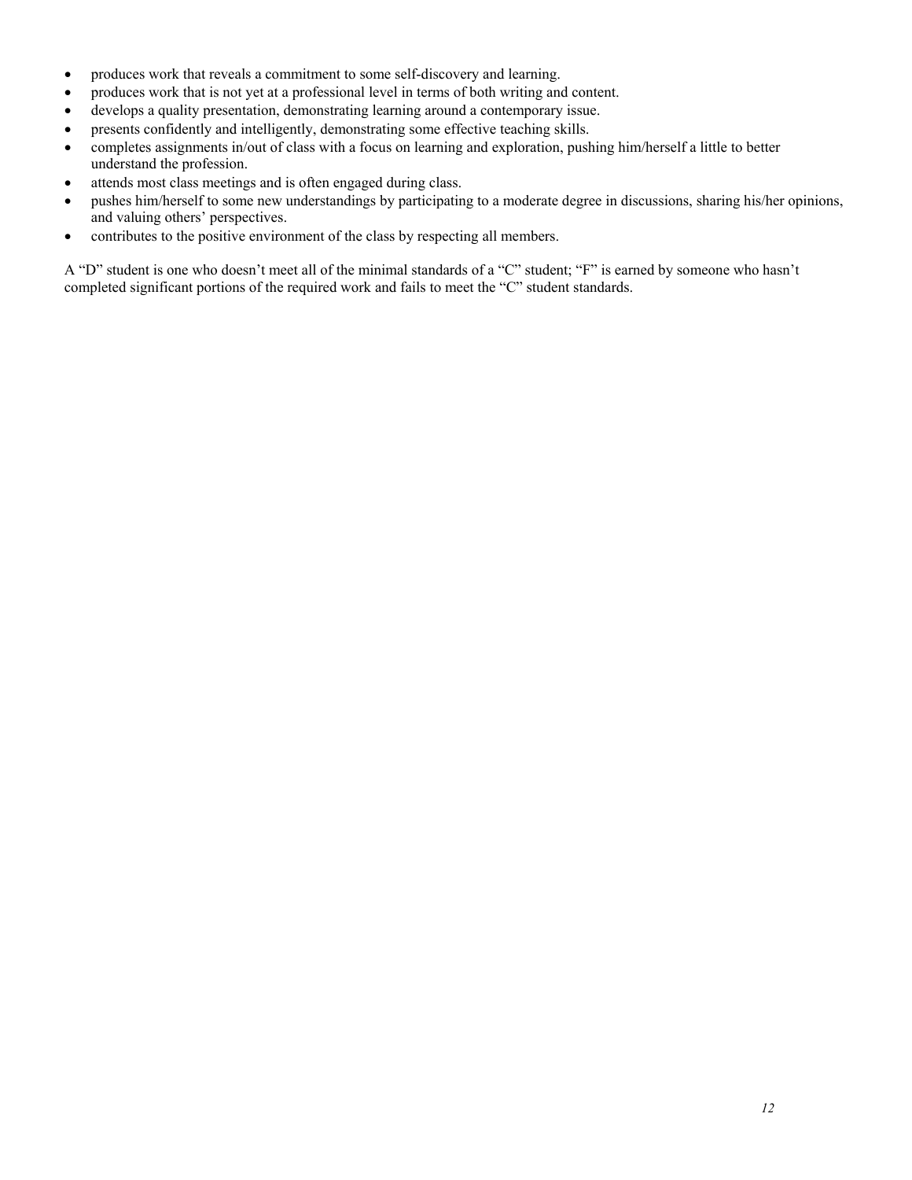- produces work that reveals a commitment to some self-discovery and learning.
- produces work that is not yet at a professional level in terms of both writing and content.
- develops a quality presentation, demonstrating learning around a contemporary issue.
- presents confidently and intelligently, demonstrating some effective teaching skills.
- completes assignments in/out of class with a focus on learning and exploration, pushing him/herself a little to better understand the profession.
- attends most class meetings and is often engaged during class.
- pushes him/herself to some new understandings by participating to a moderate degree in discussions, sharing his/her opinions, and valuing others' perspectives.
- contributes to the positive environment of the class by respecting all members.

A "D" student is one who doesn't meet all of the minimal standards of a "C" student; "F" is earned by someone who hasn't completed significant portions of the required work and fails to meet the "C" student standards.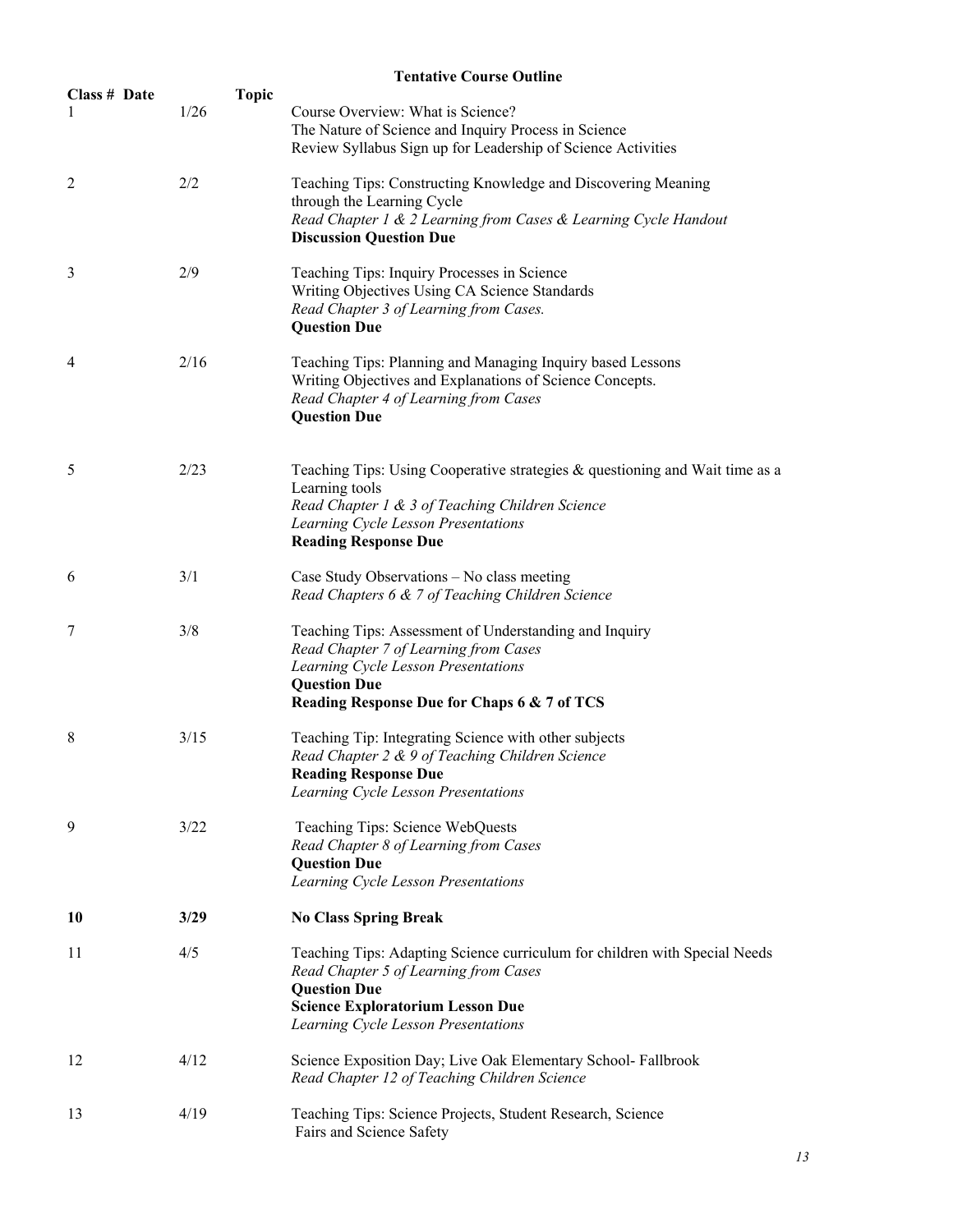**Tentative Course Outline**

| Class # | Date | Topic |
|---|---|---|
| 1 | 1/26 | Course Overview: What is Science?<br>The Nature of Science and Inquiry Process in Science<br>Review Syllabus Sign up for Leadership of Science Activities |
| 2 | 2/2 | Teaching Tips: Constructing Knowledge and Discovering Meaning through the Learning Cycle<br>*Read Chapter 1 & 2 Learning from Cases & Learning Cycle Handout*<br>**Discussion Question Due** |
| 3 | 2/9 | Teaching Tips: Inquiry Processes in Science<br>Writing Objectives Using CA Science Standards<br>*Read Chapter 3 of Learning from Cases.*<br>**Question Due** |
| 4 | 2/16 | Teaching Tips: Planning and Managing Inquiry based Lessons<br>Writing Objectives and Explanations of Science Concepts.<br>*Read Chapter 4 of Learning from Cases*<br>**Question Due** |
| 5 | 2/23 | Teaching Tips: Using Cooperative strategies & questioning and Wait time as a Learning tools<br>*Read Chapter 1 & 3 of Teaching Children Science*<br>*Learning Cycle Lesson Presentations*<br>**Reading Response Due** |
| 6 | 3/1 | Case Study Observations – No class meeting<br>*Read Chapters 6 & 7 of Teaching Children Science* |
| 7 | 3/8 | Teaching Tips: Assessment of Understanding and Inquiry<br>*Read Chapter 7 of Learning from Cases*<br>*Learning Cycle Lesson Presentations*<br>**Question Due**<br>**Reading Response Due for Chaps 6 & 7 of TCS** |
| 8 | 3/15 | Teaching Tip: Integrating Science with other subjects<br>*Read Chapter 2 & 9 of Teaching Children Science*<br>**Reading Response Due**<br>*Learning Cycle Lesson Presentations* |
| 9 | 3/22 | Teaching Tips: Science WebQuests<br>*Read Chapter 8 of Learning from Cases*<br>**Question Due**<br>*Learning Cycle Lesson Presentations* |
| **10** | **3/29** | **No Class Spring Break** |
| 11 | 4/5 | Teaching Tips: Adapting Science curriculum for children with Special Needs<br>*Read Chapter 5 of Learning from Cases*<br>**Question Due**<br>**Science Exploratorium Lesson Due**<br>*Learning Cycle Lesson Presentations* |
| 12 | 4/12 | Science Exposition Day; Live Oak Elementary School- Fallbrook<br>*Read Chapter 12 of Teaching Children Science* |
| 13 | 4/19 | Teaching Tips: Science Projects, Student Research, Science Fairs and Science Safety |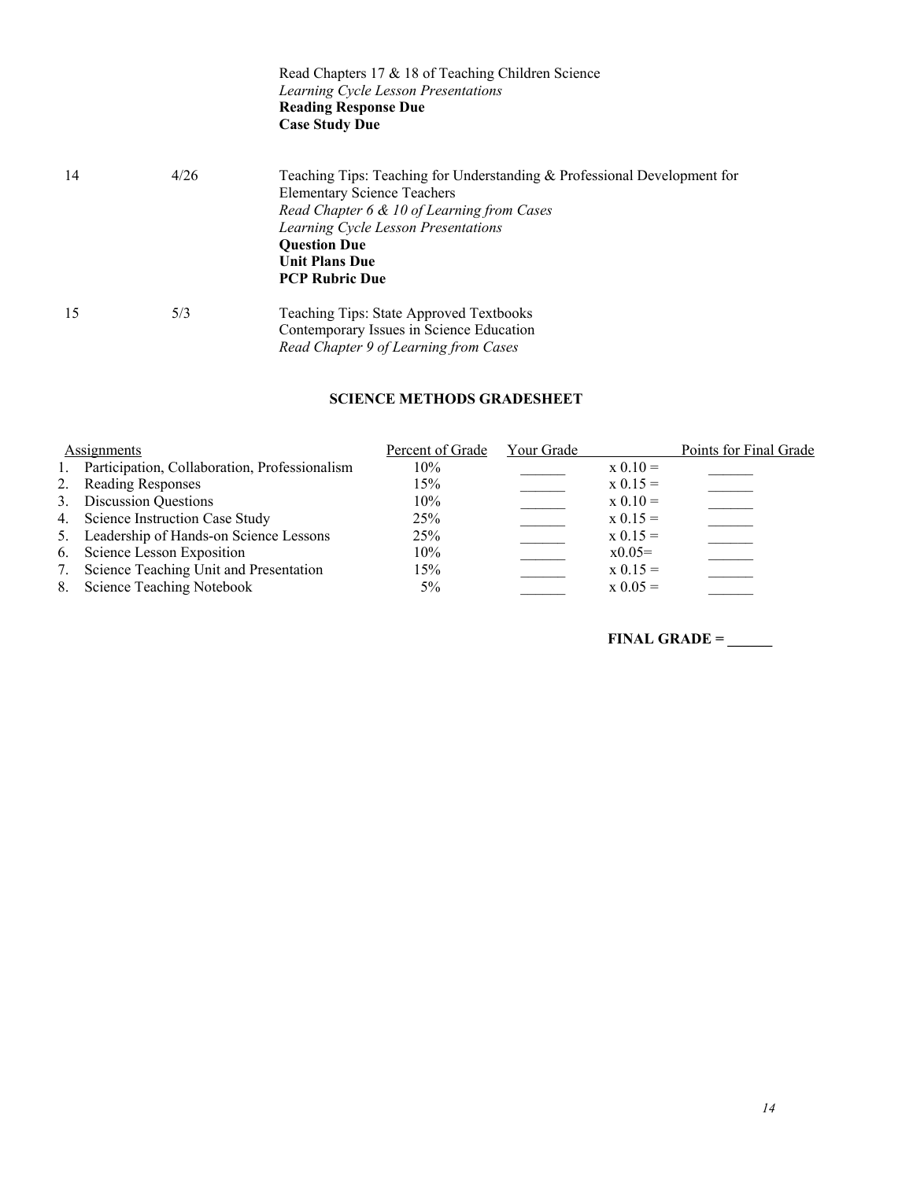| | | |
|---|---|---|
| | | Read Chapters 17 & 18 of Teaching Children Science<br>*Learning Cycle Lesson Presentations*<br>**Reading Response Due**<br>**Case Study Due** |
| 14 | 4/26 | Teaching Tips: Teaching for Understanding & Professional Development for Elementary Science Teachers<br>*Read Chapter 6 & 10 of Learning from Cases*<br>*Learning Cycle Lesson Presentations*<br>**Question Due**<br>**Unit Plans Due**<br>**PCP Rubric Due** |
| 15 | 5/3 | Teaching Tips: State Approved Textbooks<br>Contemporary Issues in Science Education<br>*Read Chapter 9 of Learning from Cases* |

## SCIENCE METHODS GRADESHEET

| Assignments | Percent of Grade | Your Grade | | Points for Final Grade |
|---|---|---|---|---|
| 1. Participation, Collaboration, Professionalism | 10% | ______ | x 0.10 = | ______ |
| 2. Reading Responses | 15% | ______ | x 0.15 = | ______ |
| 3. Discussion Questions | 10% | ______ | x 0.10 = | ______ |
| 4. Science Instruction Case Study | 25% | ______ | x 0.15 = | ______ |
| 5. Leadership of Hands-on Science Lessons | 25% | ______ | x 0.15 = | ______ |
| 6. Science Lesson Exposition | 10% | ______ | x0.05= | ______ |
| 7. Science Teaching Unit and Presentation | 15% | ______ | x 0.15 = | ______ |
| 8. Science Teaching Notebook | 5% | ______ | x 0.05 = | ______ |

**FINAL GRADE = ______**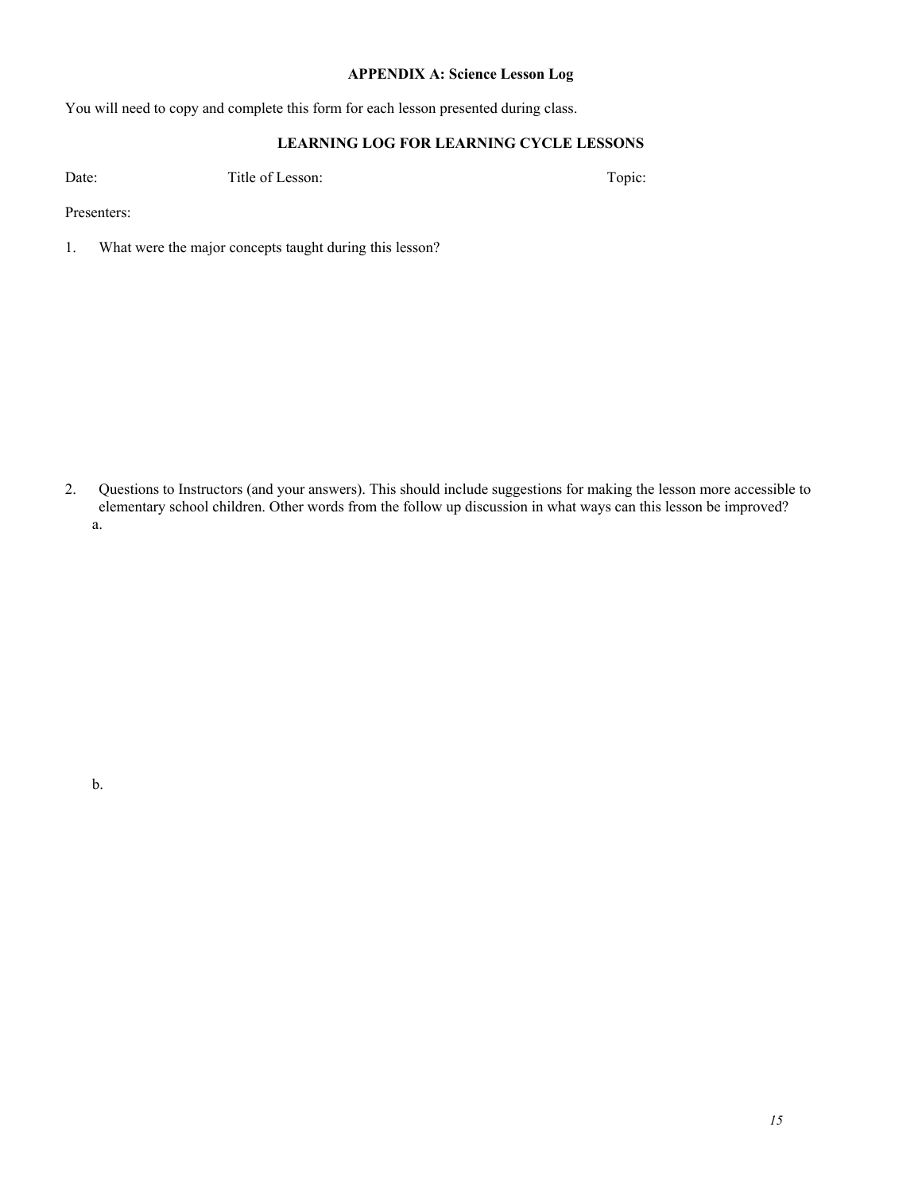**APPENDIX A: Science Lesson Log**

You will need to copy and complete this form for each lesson presented during class.

**LEARNING LOG FOR LEARNING CYCLE LESSONS**

Date: Title of Lesson: Topic:

Presenters:

1. What were the major concepts taught during this lesson?

2. Questions to Instructors (and your answers). This should include suggestions for making the lesson more accessible to elementary school children. Other words from the follow up discussion in what ways can this lesson be improved?

   a.

   b.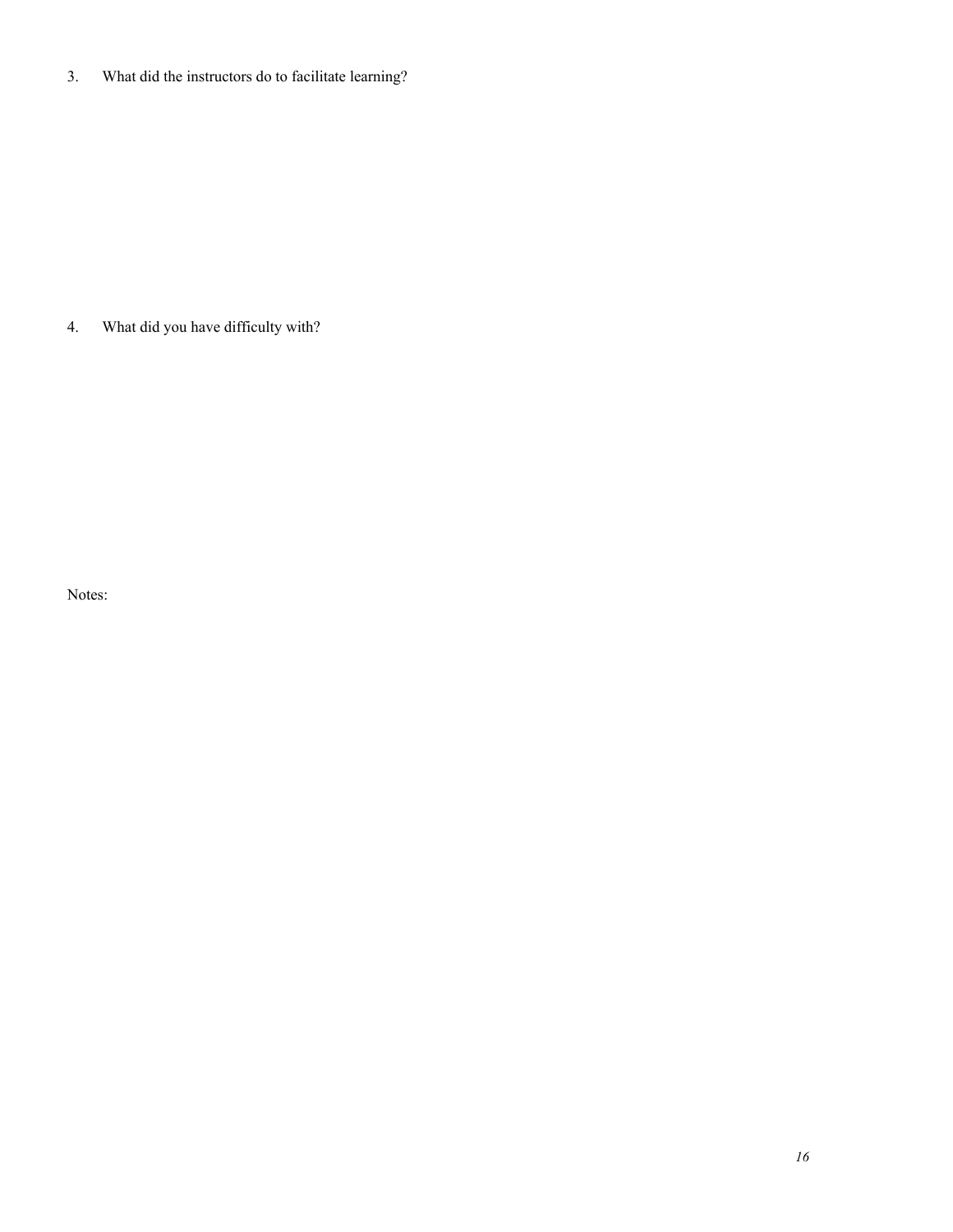3. What did the instructors do to facilitate learning?

4. What did you have difficulty with?

Notes: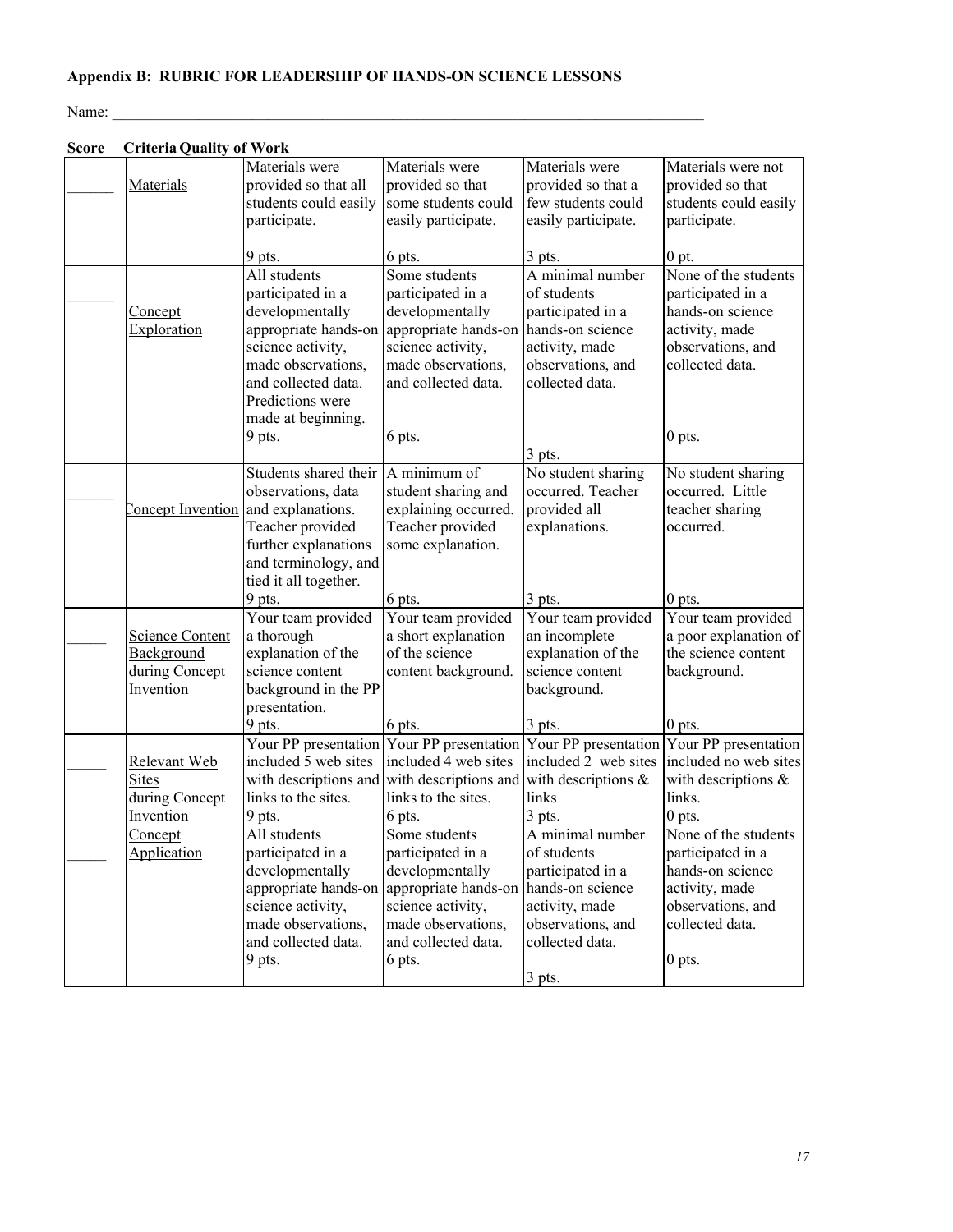**Appendix B: RUBRIC FOR LEADERSHIP OF HANDS-ON SCIENCE LESSONS**

Name: ________________________________________________________________________________

| Score | Criteria | Quality of Work | | | |
|---|---|---|---|---|---|
| ______ | Materials | Materials were provided so that all students could easily participate.<br><br>9 pts. | Materials were provided so that some students could easily participate.<br><br>6 pts. | Materials were provided so that a few students could easily participate.<br><br>3 pts. | Materials were not provided so that students could easily participate.<br><br>0 pt. |
| ______ | Concept Exploration | All students participated in a developmentally appropriate hands-on science activity, made observations, and collected data. Predictions were made at beginning.<br>9 pts. | Some students participated in a developmentally appropriate hands-on science activity, made observations, and collected data.<br><br>6 pts. | A minimal number of students participated in a hands-on science activity, made observations, and collected data.<br><br>3 pts. | None of the students participated in a hands-on science activity, made observations, and collected data.<br><br>0 pts. |
| ______ | Concept Invention | Students shared their observations, data and explanations. Teacher provided further explanations and terminology, and tied it all together.<br>9 pts. | A minimum of student sharing and explaining occurred. Teacher provided some explanation.<br><br>6 pts. | No student sharing occurred. Teacher provided all explanations.<br><br>3 pts. | No student sharing occurred. Little teacher sharing occurred.<br><br>0 pts. |
| _____ | Science Content Background during Concept Invention | Your team provided a thorough explanation of the science content background in the PP presentation.<br>9 pts. | Your team provided a short explanation of the science content background.<br><br>6 pts. | Your team provided an incomplete explanation of the science content background.<br><br>3 pts. | Your team provided a poor explanation of the science content background.<br><br>0 pts. |
| _____ | Relevant Web Sites during Concept Invention | Your PP presentation included 5 web sites with descriptions and links to the sites.<br>9 pts. | Your PP presentation included 4 web sites with descriptions and links to the sites.<br>6 pts. | Your PP presentation included 2 web sites with descriptions & links<br>3 pts. | Your PP presentation included no web sites with descriptions & links.<br>0 pts. |
| _____ | Concept Application | All students participated in a developmentally appropriate hands-on science activity, made observations, and collected data.<br>9 pts. | Some students participated in a developmentally appropriate hands-on science activity, made observations, and collected data.<br>6 pts. | A minimal number of students participated in a hands-on science activity, made observations, and collected data.<br><br>3 pts. | None of the students participated in a hands-on science activity, made observations, and collected data.<br><br>0 pts. |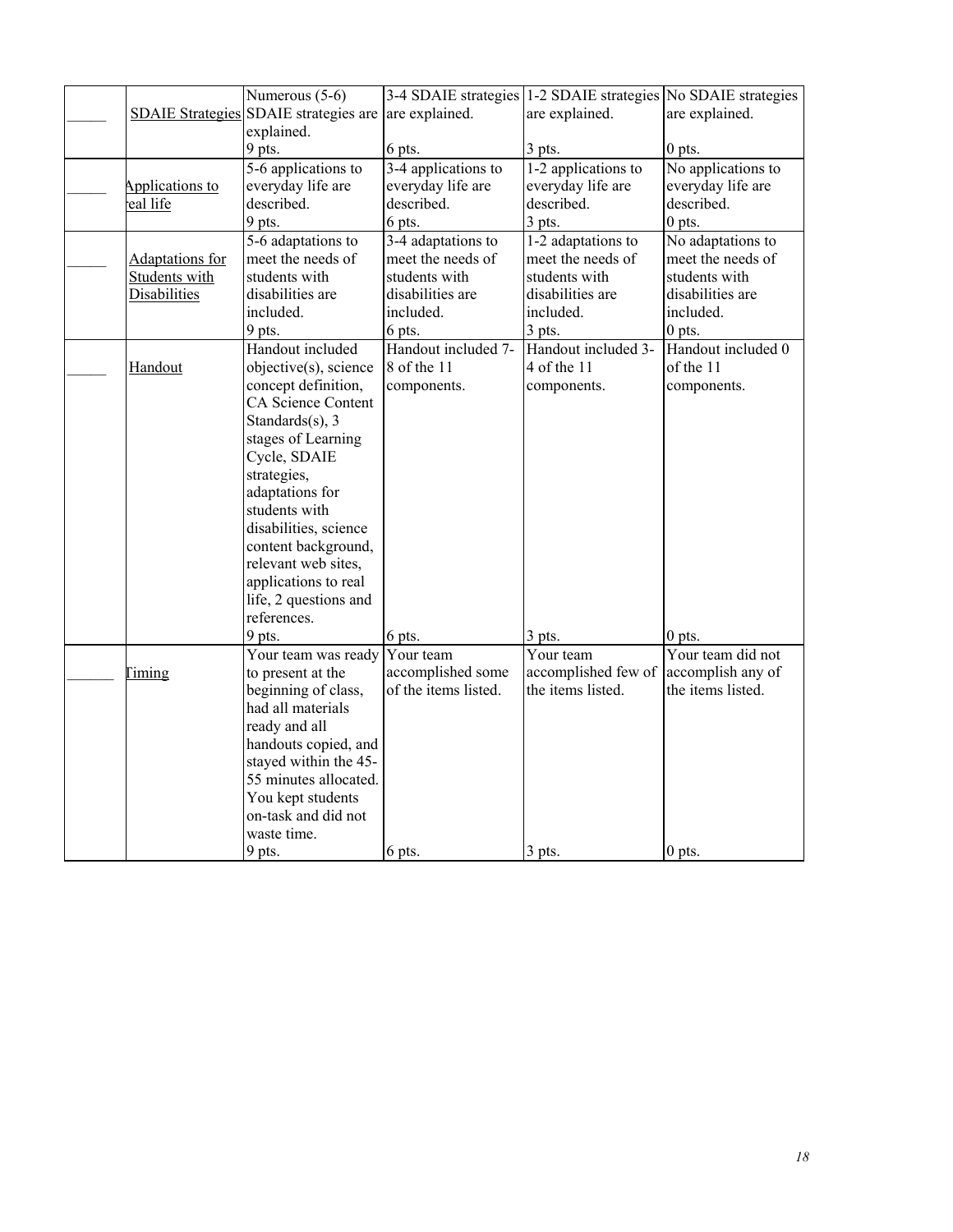| | | | | | |
|---|---|---|---|---|---|
| _____ | SDAIE Strategies | Numerous (5-6) SDAIE strategies are explained.<br>9 pts. | 3-4 SDAIE strategies are explained.<br>6 pts. | 1-2 SDAIE strategies are explained.<br>3 pts. | No SDAIE strategies are explained.<br>0 pts. |
| _____ | Applications to real life | 5-6 applications to everyday life are described.<br>9 pts. | 3-4 applications to everyday life are described.<br>6 pts. | 1-2 applications to everyday life are described.<br>3 pts. | No applications to everyday life are described.<br>0 pts. |
| _____ | Adaptations for Students with Disabilities | 5-6 adaptations to meet the needs of students with disabilities are included.<br>9 pts. | 3-4 adaptations to meet the needs of students with disabilities are included.<br>6 pts. | 1-2 adaptations to meet the needs of students with disabilities are included.<br>3 pts. | No adaptations to meet the needs of students with disabilities are included.<br>0 pts. |
| _____ | Handout | Handout included objective(s), science concept definition, CA Science Content Standards(s), 3 stages of Learning Cycle, SDAIE strategies, adaptations for students with disabilities, science content background, relevant web sites, applications to real life, 2 questions and references.<br>9 pts. | Handout included 7-8 of the 11 components.<br>6 pts. | Handout included 3-4 of the 11 components.<br>3 pts. | Handout included 0 of the 11 components.<br>0 pts. |
| ______ | Timing | Your team was ready to present at the beginning of class, had all materials ready and all handouts copied, and stayed within the 45-55 minutes allocated. You kept students on-task and did not waste time.<br>9 pts. | Your team accomplished some of the items listed.<br>6 pts. | Your team accomplished few of the items listed.<br>3 pts. | Your team did not accomplish any of the items listed.<br>0 pts. |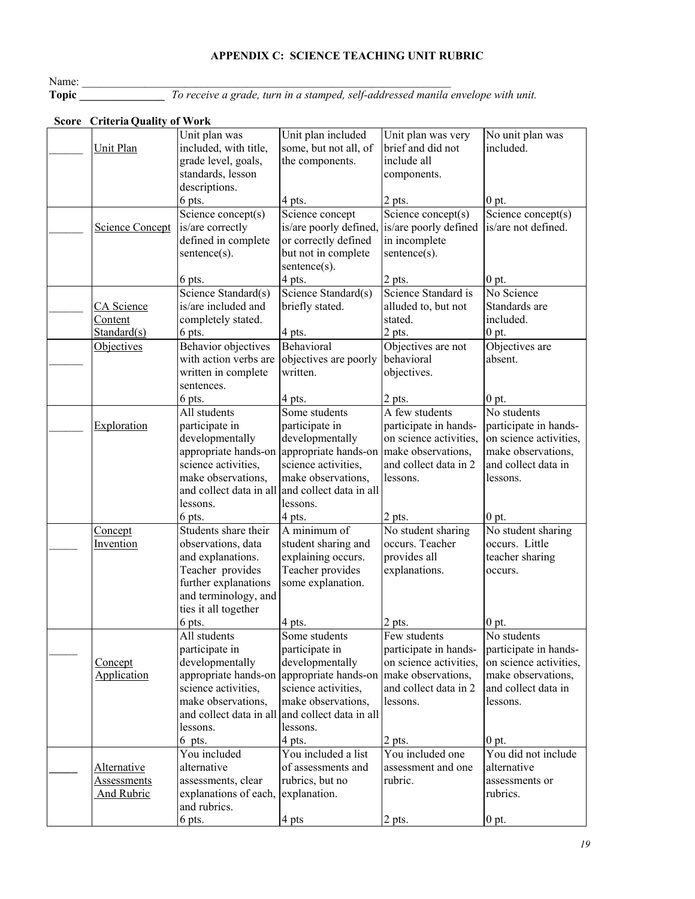# APPENDIX C: SCIENCE TEACHING UNIT RUBRIC

Name: ____________________________________________________________________

**Topic _______________** *To receive a grade, turn in a stamped, self-addressed manila envelope with unit.*

| Score | Criteria Quality of Work | | | | |
|---|---|---|---|---|---|
| ______ | Unit Plan | Unit plan was included, with title, grade level, goals, standards, lesson descriptions. 6 pts. | Unit plan included some, but not all, of the components. 4 pts. | Unit plan was very brief and did not include all components. 2 pts. | No unit plan was included. 0 pt. |
| ______ | Science Concept | Science concept(s) is/are correctly defined in complete sentence(s). 6 pts. | Science concept is/are poorly defined, or correctly defined but not in complete sentence(s). 4 pts. | Science concept(s) is/are poorly defined in incomplete sentence(s). 2 pts. | Science concept(s) is/are not defined. 0 pt. |
| ______ | CA Science Content Standard(s) | Science Standard(s) is/are included and completely stated. 6 pts. | Science Standard(s) briefly stated. 4 pts. | Science Standard is alluded to, but not stated. 2 pts. | No Science Standards are included. 0 pt. |
| ______ | Objectives | Behavior objectives with action verbs are written in complete sentences. 6 pts. | Behavioral objectives are poorly written. 4 pts. | Objectives are not behavioral objectives. 2 pts. | Objectives are absent. 0 pt. |
| ______ | Exploration | All students participate in developmentally appropriate hands-on science activities, make observations, and collect data in all lessons. 6 pts. | Some students participate in developmentally appropriate hands-on science activities, make observations, and collect data in all lessons. 4 pts. | A few students participate in hands-on science activities, make observations, and collect data in 2 lessons. 2 pts. | No students participate in hands-on science activities, make observations, and collect data in lessons. 0 pt. |
| _____ | Concept Invention | Students share their observations, data and explanations. Teacher provides further explanations and terminology, and ties it all together 6 pts. | A minimum of student sharing and explaining occurs. Teacher provides some explanation. 4 pts. | No student sharing occurs. Teacher provides all explanations. 2 pts. | No student sharing occurs. Little teacher sharing occurs. 0 pt. |
| _____ | Concept Application | All students participate in developmentally appropriate hands-on science activities, make observations, and collect data in all lessons. 6 pts. | Some students participate in developmentally appropriate hands-on science activities, make observations, and collect data in all lessons. 4 pts. | Few students participate in hands-on science activities, make observations, and collect data in 2 lessons. 2 pts. | No students participate in hands-on science activities, make observations, and collect data in lessons. 0 pt. |
| _____ | Alternative Assessments And Rubric | You included alternative assessments, clear explanations of each, and rubrics. 6 pts. | You included a list of assessments and rubrics, but no explanation. 4 pts | You included one assessment and one rubric. 2 pts. | You did not include alternative assessments or rubrics. 0 pt. |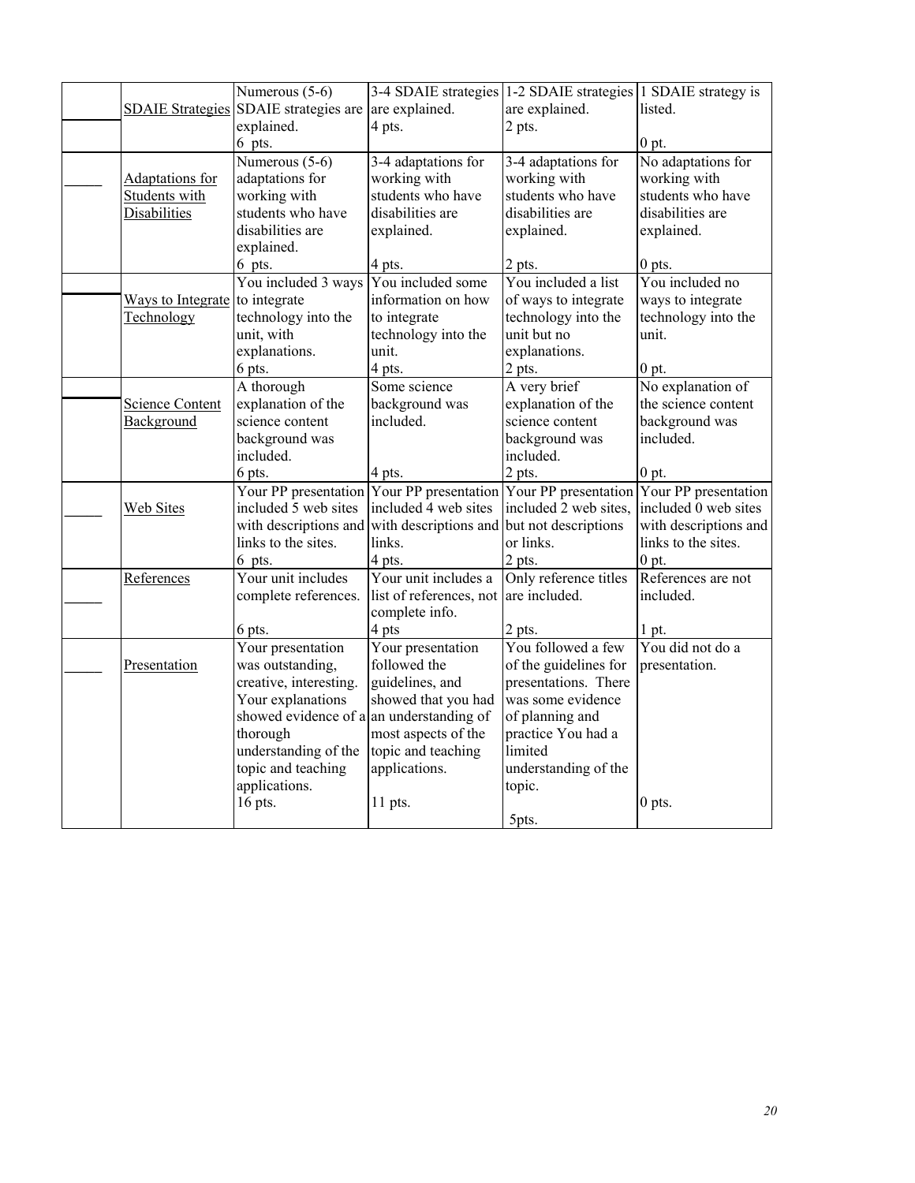| | | | | | |
|---|---|---|---|---|---|
| _____ | SDAIE Strategies | Numerous (5-6) SDAIE strategies are explained. 6 pts. | 3-4 SDAIE strategies are explained. 4 pts. | 1-2 SDAIE strategies are explained. 2 pts. | 1 SDAIE strategy is listed. 0 pt. |
| _____ | Adaptations for Students with Disabilities | Numerous (5-6) adaptations for working with students who have disabilities are explained. 6 pts. | 3-4 adaptations for working with students who have disabilities are explained. 4 pts. | 3-4 adaptations for working with students who have disabilities are explained. 2 pts. | No adaptations for working with students who have disabilities are explained. 0 pts. |
| _____ | Ways to Integrate Technology | You included 3 ways to integrate technology into the unit, with explanations. 6 pts. | You included some information on how to integrate technology into the unit. 4 pts. | You included a list of ways to integrate technology into the unit but no explanations. 2 pts. | You included no ways to integrate technology into the unit. 0 pt. |
| _____ | Science Content Background | A thorough explanation of the science content background was included. 6 pts. | Some science background was included. 4 pts. | A very brief explanation of the science content background was included. 2 pts. | No explanation of the science content background was included. 0 pt. |
| _____ | Web Sites | Your PP presentation included 5 web sites with descriptions and links to the sites. 6 pts. | Your PP presentation included 4 web sites with descriptions and links. 4 pts. | Your PP presentation included 2 web sites, but not descriptions or links. 2 pts. | Your PP presentation included 0 web sites with descriptions and links to the sites. 0 pt. |
| _____ | References | Your unit includes complete references. 6 pts. | Your unit includes a list of references, not complete info. 4 pts | Only reference titles are included. 2 pts. | References are not included. 1 pt. |
| _____ | Presentation | Your presentation was outstanding, creative, interesting. Your explanations showed evidence of a thorough understanding of the topic and teaching applications. 16 pts. | Your presentation followed the guidelines, and showed that you had an understanding of most aspects of the topic and teaching applications. 11 pts. | You followed a few of the guidelines for presentations. There was some evidence of planning and practice You had a limited understanding of the topic. 5pts. | You did not do a presentation. 0 pts. |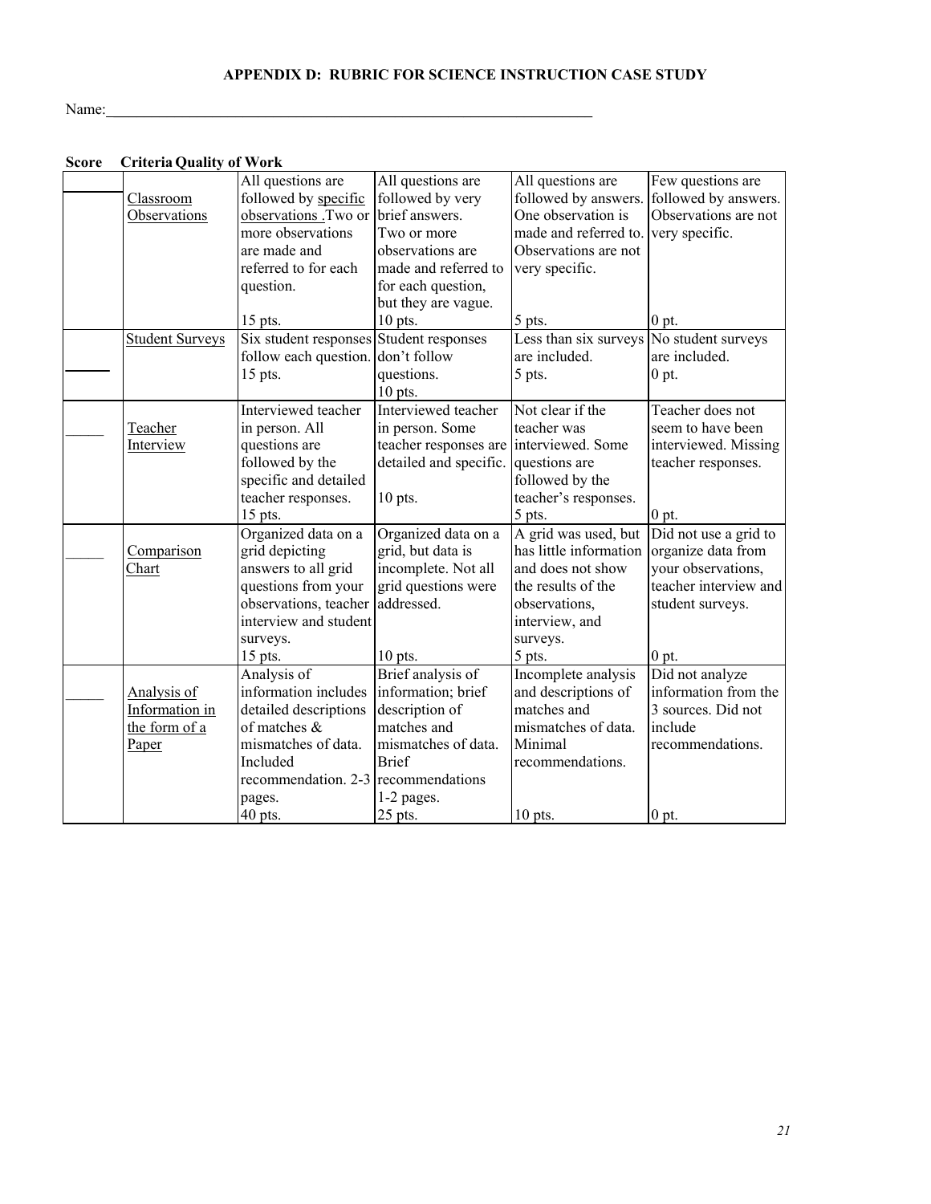### APPENDIX D: RUBRIC FOR SCIENCE INSTRUCTION CASE STUDY

Name:\_\_\_\_\_\_\_\_\_\_\_\_\_\_\_\_\_\_\_\_\_\_\_\_\_\_\_\_\_\_\_\_\_\_\_\_\_\_\_\_\_\_\_\_\_\_\_\_\_\_\_\_\_\_\_\_\_\_\_\_\_\_\_\_

| Score | Criteria Quality of Work | | | | |
|---|---|---|---|---|---|
| _____ | Classroom Observations | All questions are followed by specific observations .Two or more observations are made and referred to for each question. 15 pts. | All questions are followed by very brief answers. Two or more observations are made and referred to for each question, but they are vague. 10 pts. | All questions are followed by answers. One observation is made and referred to. Observations are not very specific. 5 pts. | Few questions are followed by answers. Observations are not very specific. 0 pt. |
| _____ | Student Surveys | Six student responses follow each question. 15 pts. | Student responses don't follow questions. 10 pts. | Less than six surveys are included. 5 pts. | No student surveys are included. 0 pt. |
| _____ | Teacher Interview | Interviewed teacher in person. All questions are followed by the specific and detailed teacher responses. 15 pts. | Interviewed teacher in person. Some teacher responses are detailed and specific. 10 pts. | Not clear if the teacher was interviewed. Some questions are followed by the teacher's responses. 5 pts. | Teacher does not seem to have been interviewed. Missing teacher responses. 0 pt. |
| _____ | Comparison Chart | Organized data on a grid depicting answers to all grid questions from your observations, teacher interview and student surveys. 15 pts. | Organized data on a grid, but data is incomplete. Not all grid questions were addressed. 10 pts. | A grid was used, but has little information and does not show the results of the observations, interview, and surveys. 5 pts. | Did not use a grid to organize data from your observations, teacher interview and student surveys. 0 pt. |
| _____ | Analysis of Information in the form of a Paper | Analysis of information includes detailed descriptions of matches & mismatches of data. Included recommendation. 2-3 pages. 40 pts. | Brief analysis of information; brief description of matches and mismatches of data. Brief recommendations 1-2 pages. 25 pts. | Incomplete analysis and descriptions of matches and mismatches of data. Minimal recommendations. 10 pts. | Did not analyze information from the 3 sources. Did not include recommendations. 0 pt. |